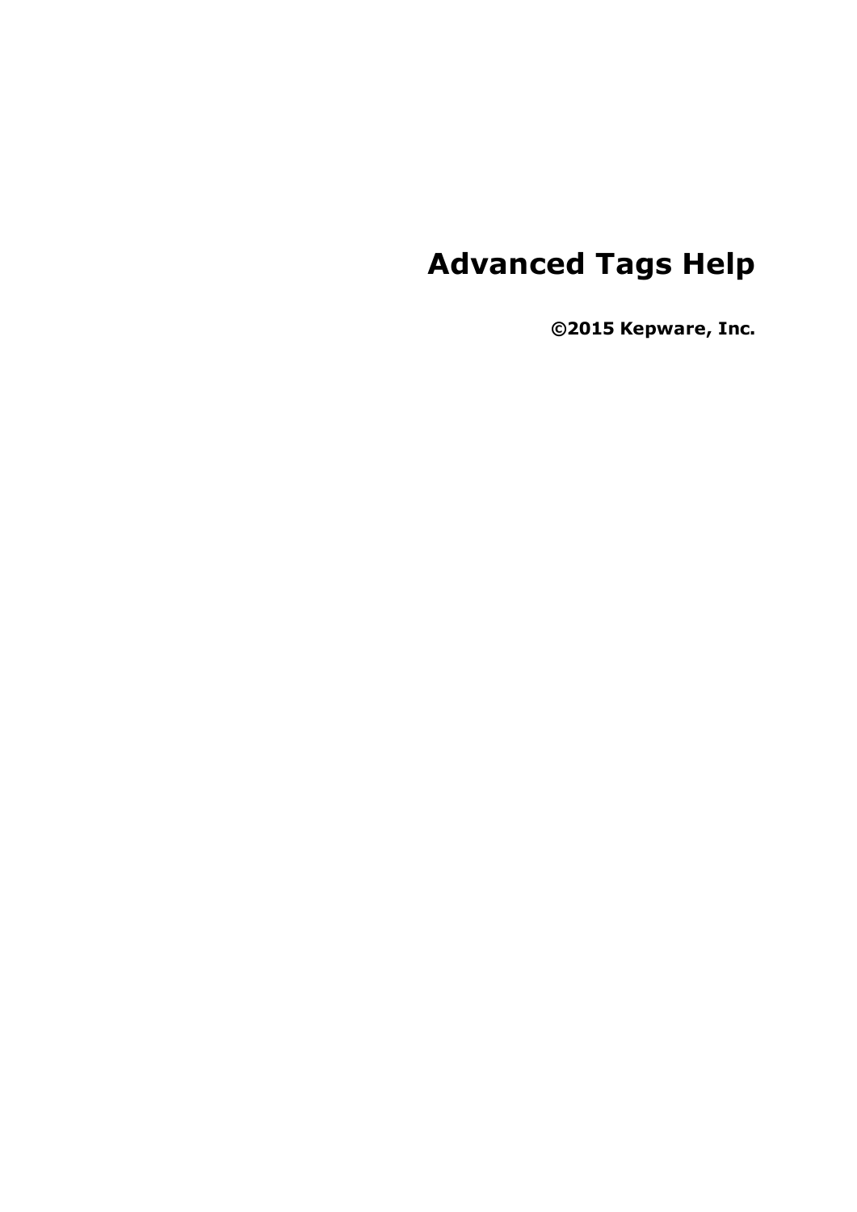# Advanced Tags Help

**©2015 Kepware, Inc.**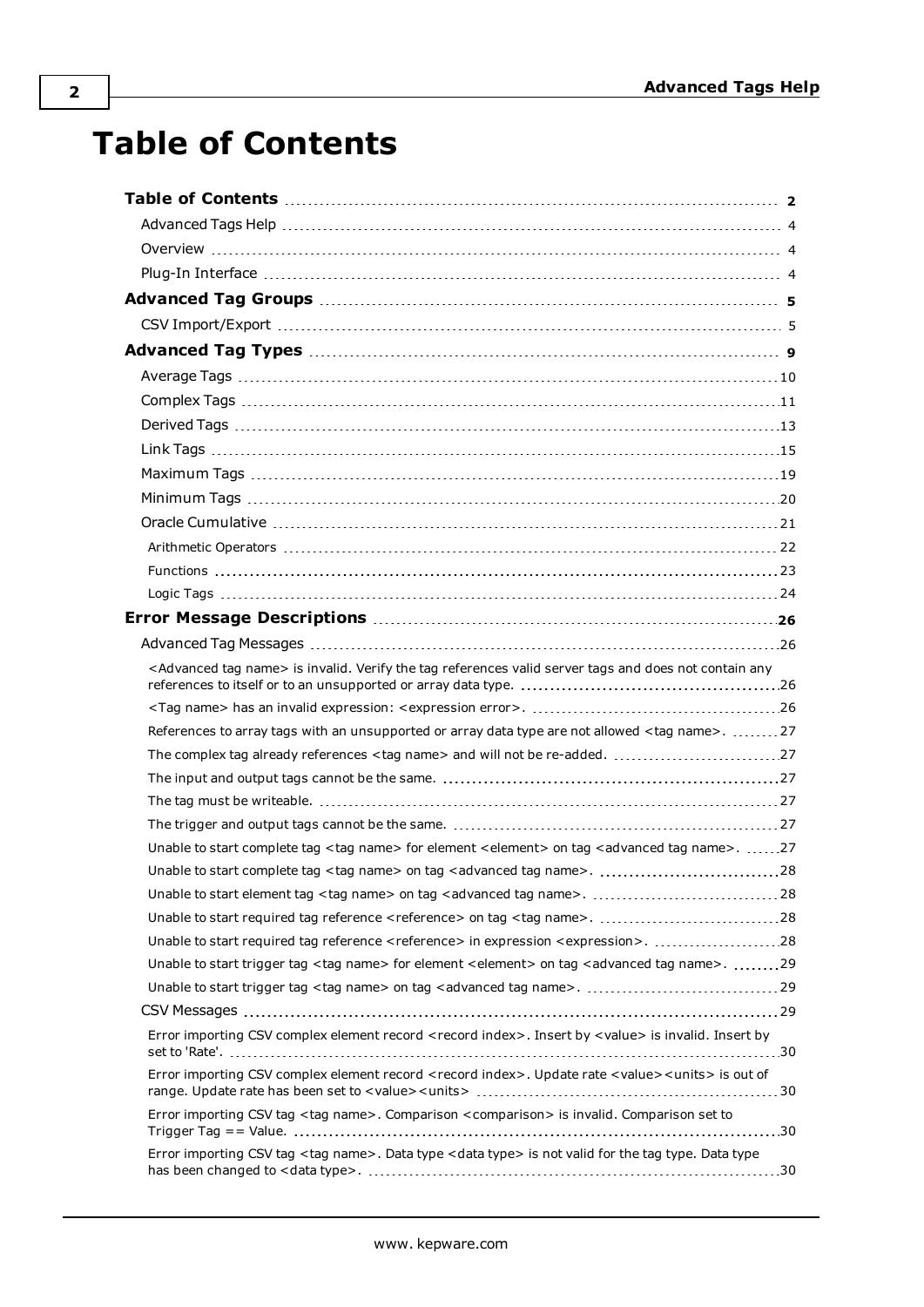# Table of Contents

**Table of Contents** 2

Advanced Tags Help 4

Overview 4

Plug-In Interface 4

**Advanced Tag Groups** 5

CSV Import/Export 5

**Advanced Tag Types** 9

Average Tags 10

Complex Tags 11

Derived Tags 13

Link Tags 15

Maximum Tags 19

Minimum Tags 20

Oracle Cumulative 21

Arithmetic Operators 22

Functions 23

Logic Tags 24

**Error Message Descriptions** 26

Advanced Tag Messages 26

<Advanced tag name> is invalid. Verify the tag references valid server tags and does not contain any references to itself or to an unsupported or array data type. 26

<Tag name> has an invalid expression: <expression error>. 26

References to array tags with an unsupported or array data type are not allowed <tag name>. 27

The complex tag already references <tag name> and will not be re-added. 27

The input and output tags cannot be the same. 27

The tag must be writeable. 27

The trigger and output tags cannot be the same. 27

Unable to start complete tag <tag name> for element <element> on tag <advanced tag name>. 27

Unable to start complete tag <tag name> on tag <advanced tag name>. 28

Unable to start element tag <tag name> on tag <advanced tag name>. 28

Unable to start required tag reference <reference> on tag <tag name>. 28

Unable to start required tag reference <reference> in expression <expression>. 28

Unable to start trigger tag <tag name> for element <element> on tag <advanced tag name>. 29

Unable to start trigger tag <tag name> on tag <advanced tag name>. 29

CSV Messages 29

Error importing CSV complex element record <record index>. Insert by <value> is invalid. Insert by set to 'Rate'. 30

Error importing CSV complex element record <record index>. Update rate <value><units> is out of range. Update rate has been set to <value><units> 30

Error importing CSV tag <tag name>. Comparison <comparison> is invalid. Comparison set to Trigger Tag == Value. 30

Error importing CSV tag <tag name>. Data type <data type> is not valid for the tag type. Data type has been changed to <data type>. 30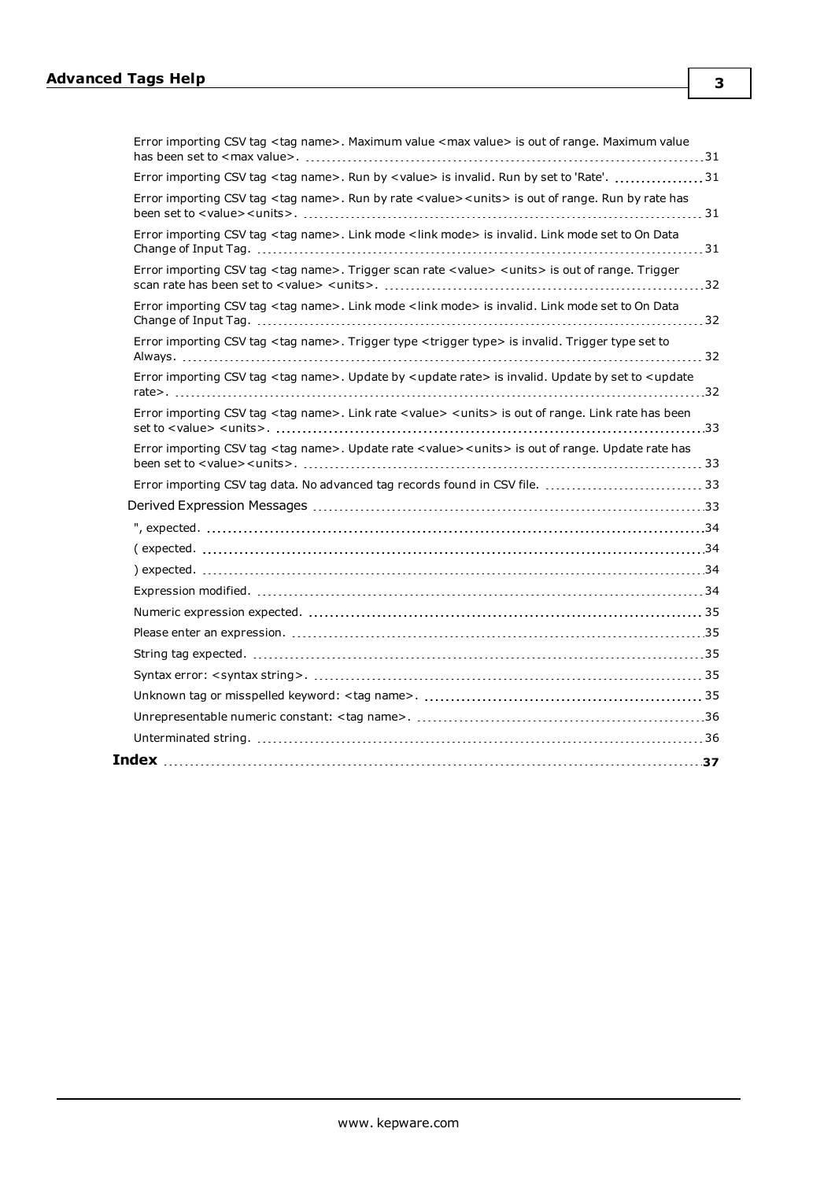Error importing CSV tag <tag name>. Maximum value <max value> is out of range. Maximum value has been set to <max value>. 31

Error importing CSV tag <tag name>. Run by <value> is invalid. Run by set to 'Rate'. 31

Error importing CSV tag <tag name>. Run by rate <value><units> is out of range. Run by rate has been set to <value><units>. 31

Error importing CSV tag <tag name>. Link mode <link mode> is invalid. Link mode set to On Data Change of Input Tag. 31

Error importing CSV tag <tag name>. Trigger scan rate <value> <units> is out of range. Trigger scan rate has been set to <value> <units>. 32

Error importing CSV tag <tag name>. Link mode <link mode> is invalid. Link mode set to On Data Change of Input Tag. 32

Error importing CSV tag <tag name>. Trigger type <trigger type> is invalid. Trigger type set to Always. 32

Error importing CSV tag <tag name>. Update by <update rate> is invalid. Update by set to <update rate>. 32

Error importing CSV tag <tag name>. Link rate <value> <units> is out of range. Link rate has been set to <value> <units>. 33

Error importing CSV tag <tag name>. Update rate <value><units> is out of range. Update rate has been set to <value><units>. 33

Error importing CSV tag data. No advanced tag records found in CSV file. 33

Derived Expression Messages 33

", expected. 34

( expected. 34

) expected. 34

Expression modified. 34

Numeric expression expected. 35

Please enter an expression. 35

String tag expected. 35

Syntax error: <syntax string>. 35

Unknown tag or misspelled keyword: <tag name>. 35

Unrepresentable numeric constant: <tag name>. 36

Unterminated string. 36

**Index 37**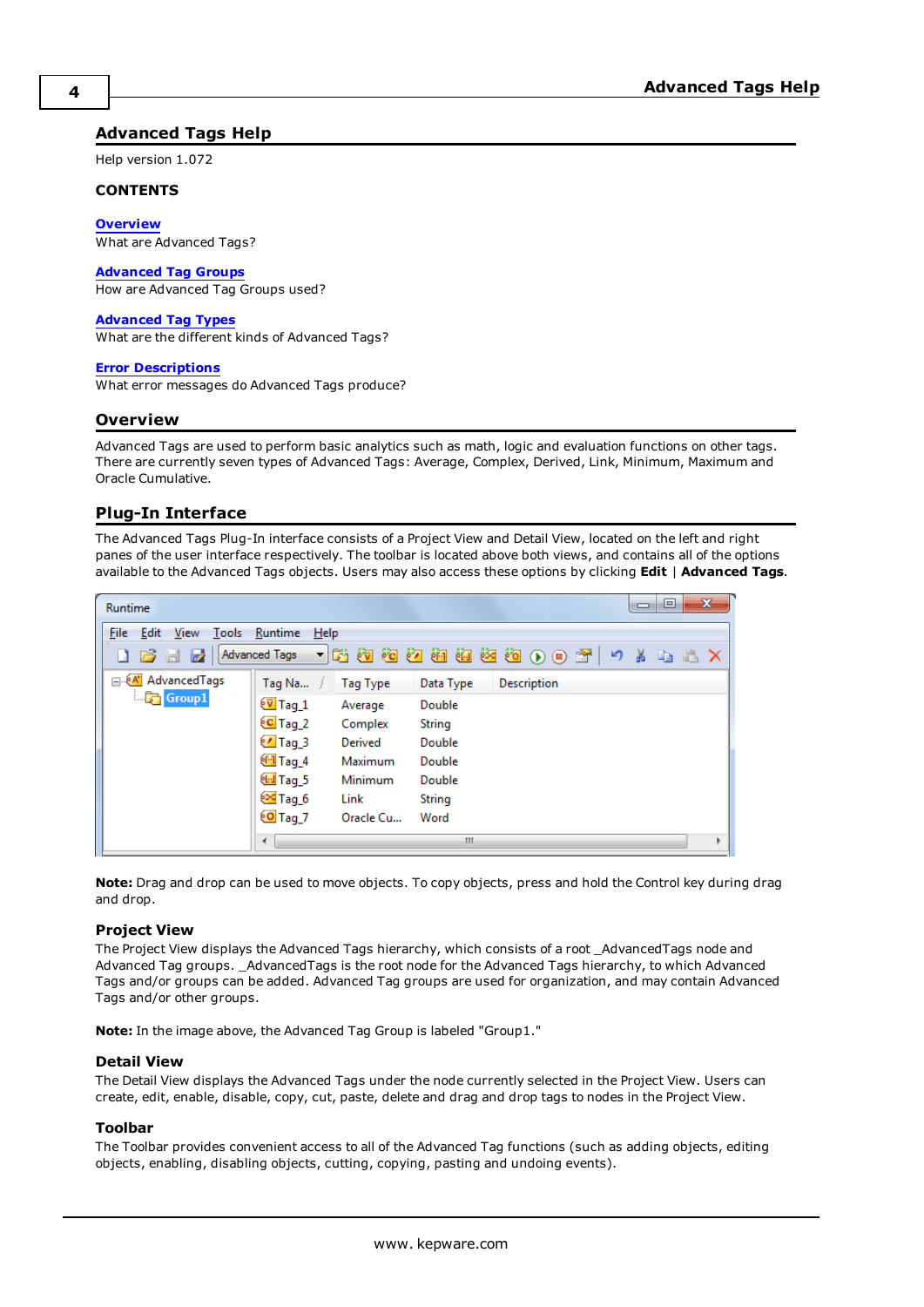# Advanced Tags Help

Help version 1.072

**CONTENTS**

**Overview**
What are Advanced Tags?

**Advanced Tag Groups**
How are Advanced Tag Groups used?

**Advanced Tag Types**
What are the different kinds of Advanced Tags?

**Error Descriptions**
What error messages do Advanced Tags produce?

## Overview

Advanced Tags are used to perform basic analytics such as math, logic and evaluation functions on other tags. There are currently seven types of Advanced Tags: Average, Complex, Derived, Link, Minimum, Maximum and Oracle Cumulative.

## Plug-In Interface

The Advanced Tags Plug-In interface consists of a Project View and Detail View, located on the left and right panes of the user interface respectively. The toolbar is located above both views, and contains all of the options available to the Advanced Tags objects. Users may also access these options by clicking **Edit** | **Advanced Tags**.

**Note:** Drag and drop can be used to move objects. To copy objects, press and hold the Control key during drag and drop.

### Project View

The Project View displays the Advanced Tags hierarchy, which consists of a root _AdvancedTags node and Advanced Tag groups. _AdvancedTags is the root node for the Advanced Tags hierarchy, to which Advanced Tags and/or groups can be added. Advanced Tag groups are used for organization, and may contain Advanced Tags and/or other groups.

**Note:** In the image above, the Advanced Tag Group is labeled "Group1."

### Detail View

The Detail View displays the Advanced Tags under the node currently selected in the Project View. Users can create, edit, enable, disable, copy, cut, paste, delete and drag and drop tags to nodes in the Project View.

### Toolbar

The Toolbar provides convenient access to all of the Advanced Tag functions (such as adding objects, editing objects, enabling, disabling objects, cutting, copying, pasting and undoing events).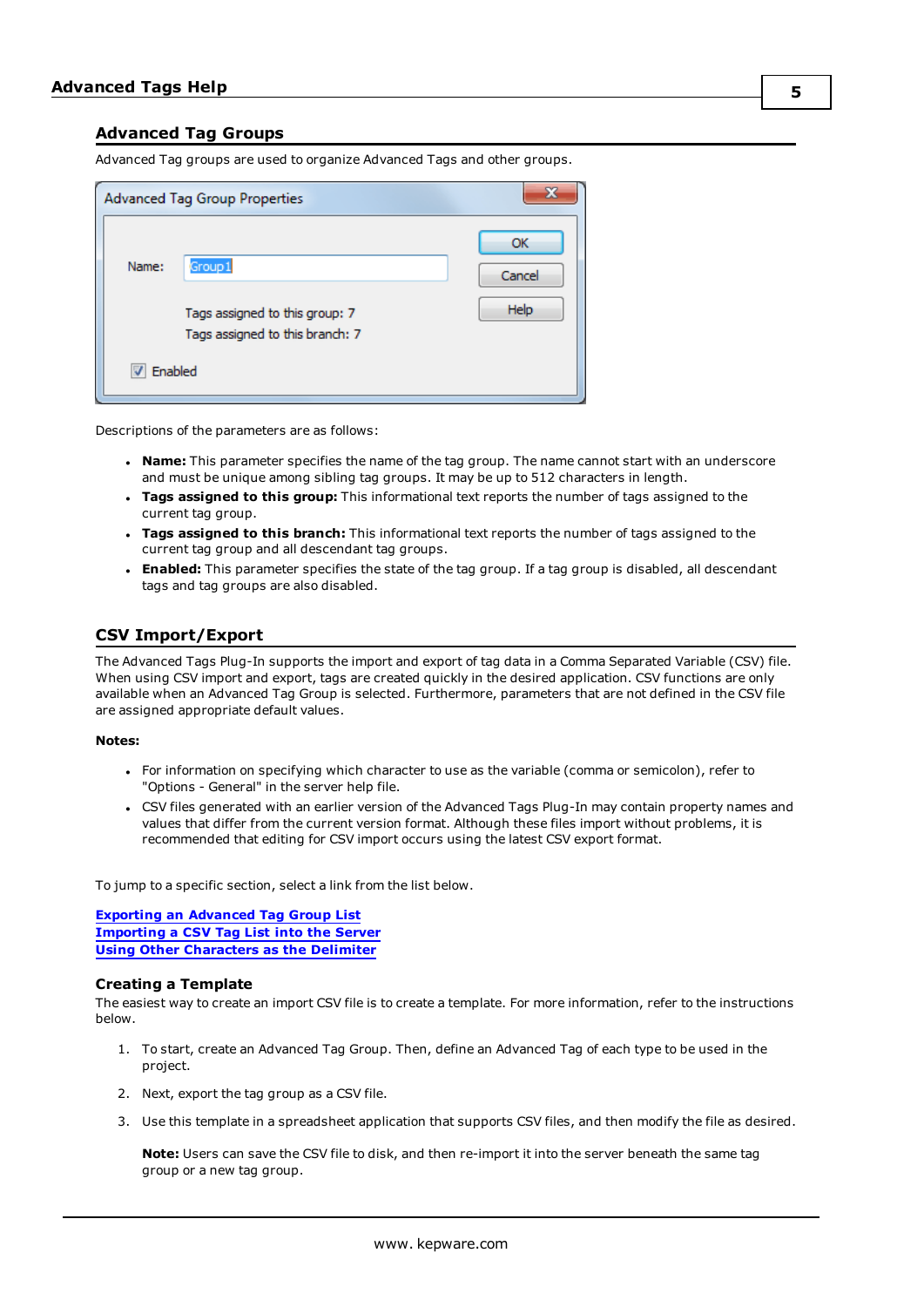## Advanced Tag Groups

Advanced Tag groups are used to organize Advanced Tags and other groups.

Descriptions of the parameters are as follows:

- **Name:** This parameter specifies the name of the tag group. The name cannot start with an underscore and must be unique among sibling tag groups. It may be up to 512 characters in length.
- **Tags assigned to this group:** This informational text reports the number of tags assigned to the current tag group.
- **Tags assigned to this branch:** This informational text reports the number of tags assigned to the current tag group and all descendant tag groups.
- **Enabled:** This parameter specifies the state of the tag group. If a tag group is disabled, all descendant tags and tag groups are also disabled.

## CSV Import/Export

The Advanced Tags Plug-In supports the import and export of tag data in a Comma Separated Variable (CSV) file. When using CSV import and export, tags are created quickly in the desired application. CSV functions are only available when an Advanced Tag Group is selected. Furthermore, parameters that are not defined in the CSV file are assigned appropriate default values.

**Notes:**

- For information on specifying which character to use as the variable (comma or semicolon), refer to "Options - General" in the server help file.
- CSV files generated with an earlier version of the Advanced Tags Plug-In may contain property names and values that differ from the current version format. Although these files import without problems, it is recommended that editing for CSV import occurs using the latest CSV export format.

To jump to a specific section, select a link from the list below.

**Exporting an Advanced Tag Group List**
**Importing a CSV Tag List into the Server**
**Using Other Characters as the Delimiter**

### Creating a Template

The easiest way to create an import CSV file is to create a template. For more information, refer to the instructions below.

1. To start, create an Advanced Tag Group. Then, define an Advanced Tag of each type to be used in the project.
2. Next, export the tag group as a CSV file.
3. Use this template in a spreadsheet application that supports CSV files, and then modify the file as desired.

   **Note:** Users can save the CSV file to disk, and then re-import it into the server beneath the same tag group or a new tag group.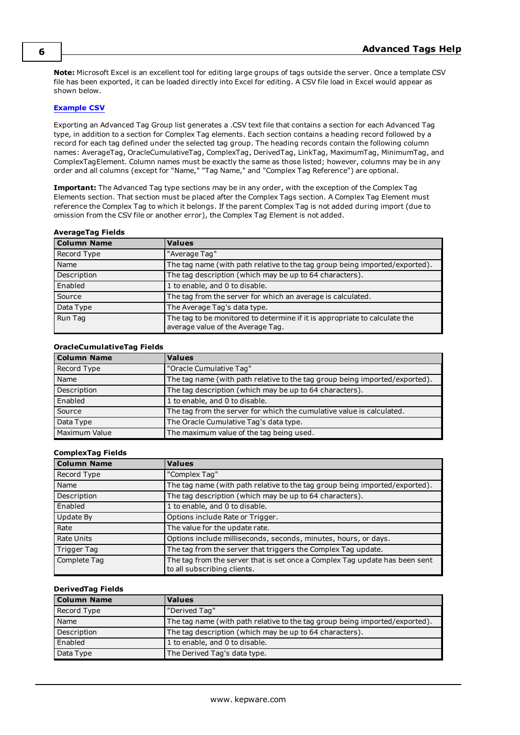**Note:** Microsoft Excel is an excellent tool for editing large groups of tags outside the server. Once a template CSV file has been exported, it can be loaded directly into Excel for editing. A CSV file load in Excel would appear as shown below.

**Example CSV**

Exporting an Advanced Tag Group list generates a .CSV text file that contains a section for each Advanced Tag type, in addition to a section for Complex Tag elements. Each section contains a heading record followed by a record for each tag defined under the selected tag group. The heading records contain the following column names: AverageTag, OracleCumulativeTag, ComplexTag, DerivedTag, LinkTag, MaximumTag, MinimumTag, and ComplexTagElement. Column names must be exactly the same as those listed; however, columns may be in any order and all columns (except for "Name," "Tag Name," and "Complex Tag Reference") are optional.

**Important:** The Advanced Tag type sections may be in any order, with the exception of the Complex Tag Elements section. That section must be placed after the Complex Tags section. A Complex Tag Element must reference the Complex Tag to which it belongs. If the parent Complex Tag is not added during import (due to omission from the CSV file or another error), the Complex Tag Element is not added.

**AverageTag Fields**

| Column Name | Values |
|---|---|
| Record Type | "Average Tag" |
| Name | The tag name (with path relative to the tag group being imported/exported). |
| Description | The tag description (which may be up to 64 characters). |
| Enabled | 1 to enable, and 0 to disable. |
| Source | The tag from the server for which an average is calculated. |
| Data Type | The Average Tag's data type. |
| Run Tag | The tag to be monitored to determine if it is appropriate to calculate the average value of the Average Tag. |

**OracleCumulativeTag Fields**

| Column Name | Values |
|---|---|
| Record Type | "Oracle Cumulative Tag" |
| Name | The tag name (with path relative to the tag group being imported/exported). |
| Description | The tag description (which may be up to 64 characters). |
| Enabled | 1 to enable, and 0 to disable. |
| Source | The tag from the server for which the cumulative value is calculated. |
| Data Type | The Oracle Cumulative Tag's data type. |
| Maximum Value | The maximum value of the tag being used. |

**ComplexTag Fields**

| Column Name | Values |
|---|---|
| Record Type | "Complex Tag" |
| Name | The tag name (with path relative to the tag group being imported/exported). |
| Description | The tag description (which may be up to 64 characters). |
| Enabled | 1 to enable, and 0 to disable. |
| Update By | Options include Rate or Trigger. |
| Rate | The value for the update rate. |
| Rate Units | Options include milliseconds, seconds, minutes, hours, or days. |
| Trigger Tag | The tag from the server that triggers the Complex Tag update. |
| Complete Tag | The tag from the server that is set once a Complex Tag update has been sent to all subscribing clients. |

**DerivedTag Fields**

| Column Name | Values |
|---|---|
| Record Type | "Derived Tag" |
| Name | The tag name (with path relative to the tag group being imported/exported). |
| Description | The tag description (which may be up to 64 characters). |
| Enabled | 1 to enable, and 0 to disable. |
| Data Type | The Derived Tag's data type. |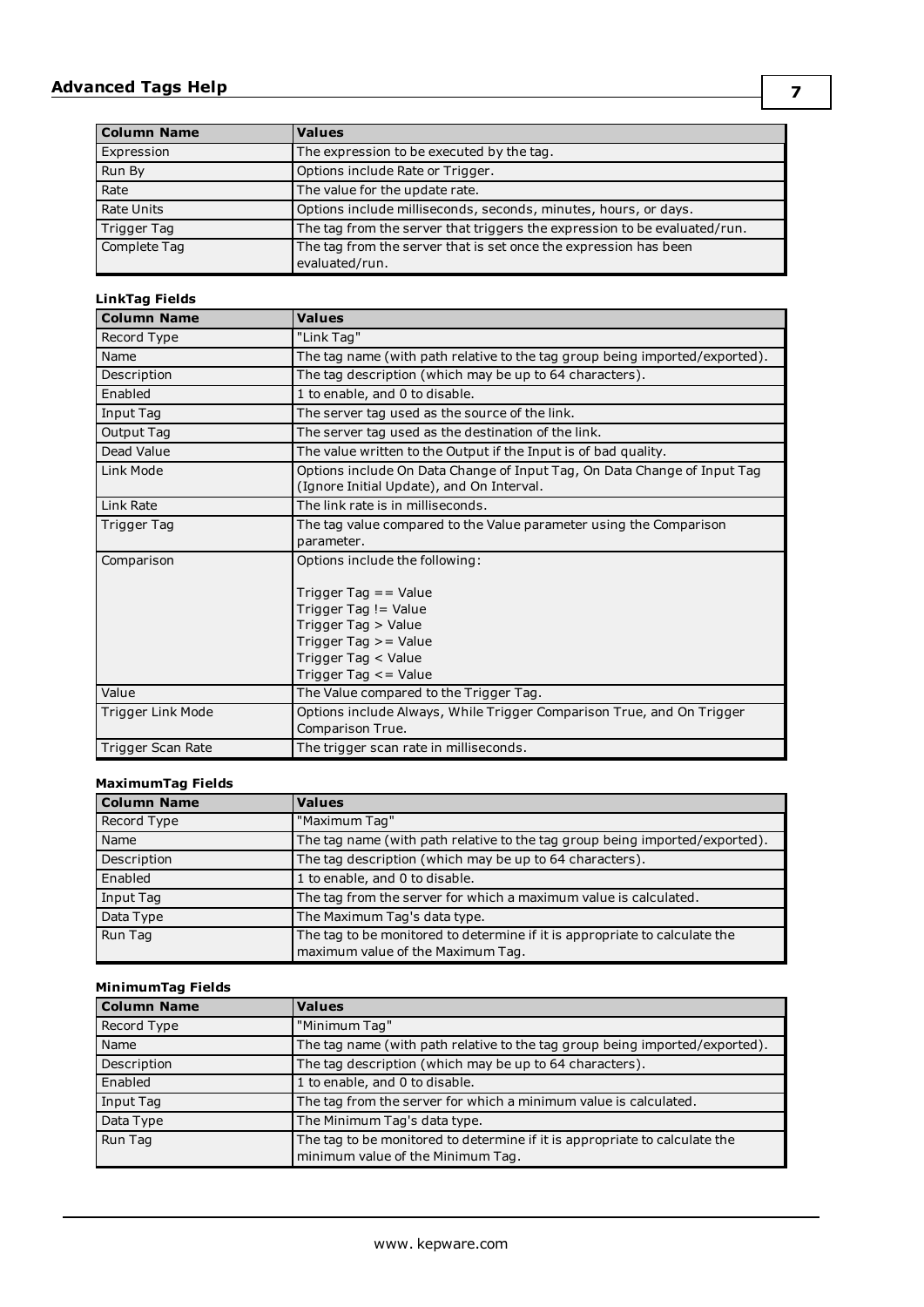| Column Name | Values |
|---|---|
| Expression | The expression to be executed by the tag. |
| Run By | Options include Rate or Trigger. |
| Rate | The value for the update rate. |
| Rate Units | Options include milliseconds, seconds, minutes, hours, or days. |
| Trigger Tag | The tag from the server that triggers the expression to be evaluated/run. |
| Complete Tag | The tag from the server that is set once the expression has been evaluated/run. |

**LinkTag Fields**

| Column Name | Values |
|---|---|
| Record Type | "Link Tag" |
| Name | The tag name (with path relative to the tag group being imported/exported). |
| Description | The tag description (which may be up to 64 characters). |
| Enabled | 1 to enable, and 0 to disable. |
| Input Tag | The server tag used as the source of the link. |
| Output Tag | The server tag used as the destination of the link. |
| Dead Value | The value written to the Output if the Input is of bad quality. |
| Link Mode | Options include On Data Change of Input Tag, On Data Change of Input Tag (Ignore Initial Update), and On Interval. |
| Link Rate | The link rate is in milliseconds. |
| Trigger Tag | The tag value compared to the Value parameter using the Comparison parameter. |
| Comparison | Options include the following:<br><br>Trigger Tag == Value<br>Trigger Tag != Value<br>Trigger Tag > Value<br>Trigger Tag >= Value<br>Trigger Tag < Value<br>Trigger Tag <= Value |
| Value | The Value compared to the Trigger Tag. |
| Trigger Link Mode | Options include Always, While Trigger Comparison True, and On Trigger Comparison True. |
| Trigger Scan Rate | The trigger scan rate in milliseconds. |

**MaximumTag Fields**

| Column Name | Values |
|---|---|
| Record Type | "Maximum Tag" |
| Name | The tag name (with path relative to the tag group being imported/exported). |
| Description | The tag description (which may be up to 64 characters). |
| Enabled | 1 to enable, and 0 to disable. |
| Input Tag | The tag from the server for which a maximum value is calculated. |
| Data Type | The Maximum Tag's data type. |
| Run Tag | The tag to be monitored to determine if it is appropriate to calculate the maximum value of the Maximum Tag. |

**MinimumTag Fields**

| Column Name | Values |
|---|---|
| Record Type | "Minimum Tag" |
| Name | The tag name (with path relative to the tag group being imported/exported). |
| Description | The tag description (which may be up to 64 characters). |
| Enabled | 1 to enable, and 0 to disable. |
| Input Tag | The tag from the server for which a minimum value is calculated. |
| Data Type | The Minimum Tag's data type. |
| Run Tag | The tag to be monitored to determine if it is appropriate to calculate the minimum value of the Minimum Tag. |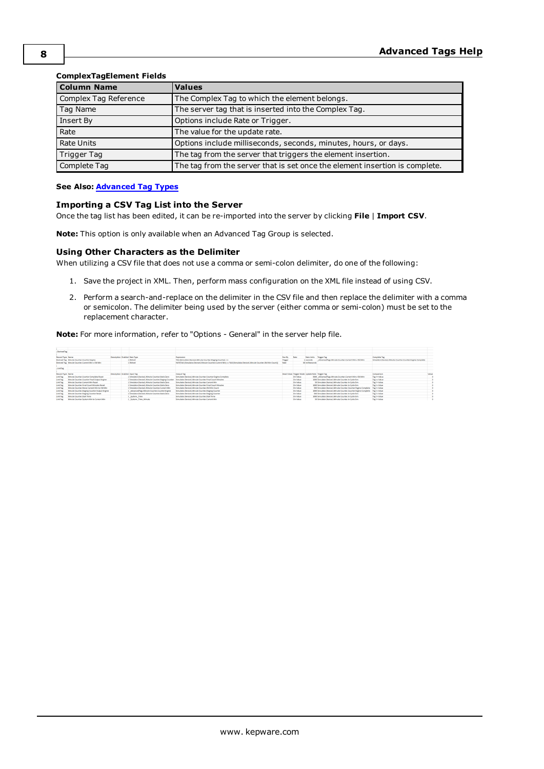**ComplexTagElement Fields**

| Column Name | Values |
|---|---|
| Complex Tag Reference | The Complex Tag to which the element belongs. |
| Tag Name | The server tag that is inserted into the Complex Tag. |
| Insert By | Options include Rate or Trigger. |
| Rate | The value for the update rate. |
| Rate Units | Options include milliseconds, seconds, minutes, hours, or days. |
| Trigger Tag | The tag from the server that triggers the element insertion. |
| Complete Tag | The tag from the server that is set once the element insertion is complete. |

**See Also:** Advanced Tag Types

### Importing a CSV Tag List into the Server

Once the tag list has been edited, it can be re-imported into the server by clicking **File** | **Import CSV**.

**Note:** This option is only available when an Advanced Tag Group is selected.

### Using Other Characters as the Delimiter

When utilizing a CSV file that does not use a comma or semi-colon delimiter, do one of the following:

1. Save the project in XML. Then, perform mass configuration on the XML file instead of using CSV.
2. Perform a search-and-replace on the delimiter in the CSV file and then replace the delimiter with a comma or semicolon. The delimiter being used by the server (either comma or semi-colon) must be set to the replacement character.

**Note:** For more information, refer to "Options - General" in the server help file.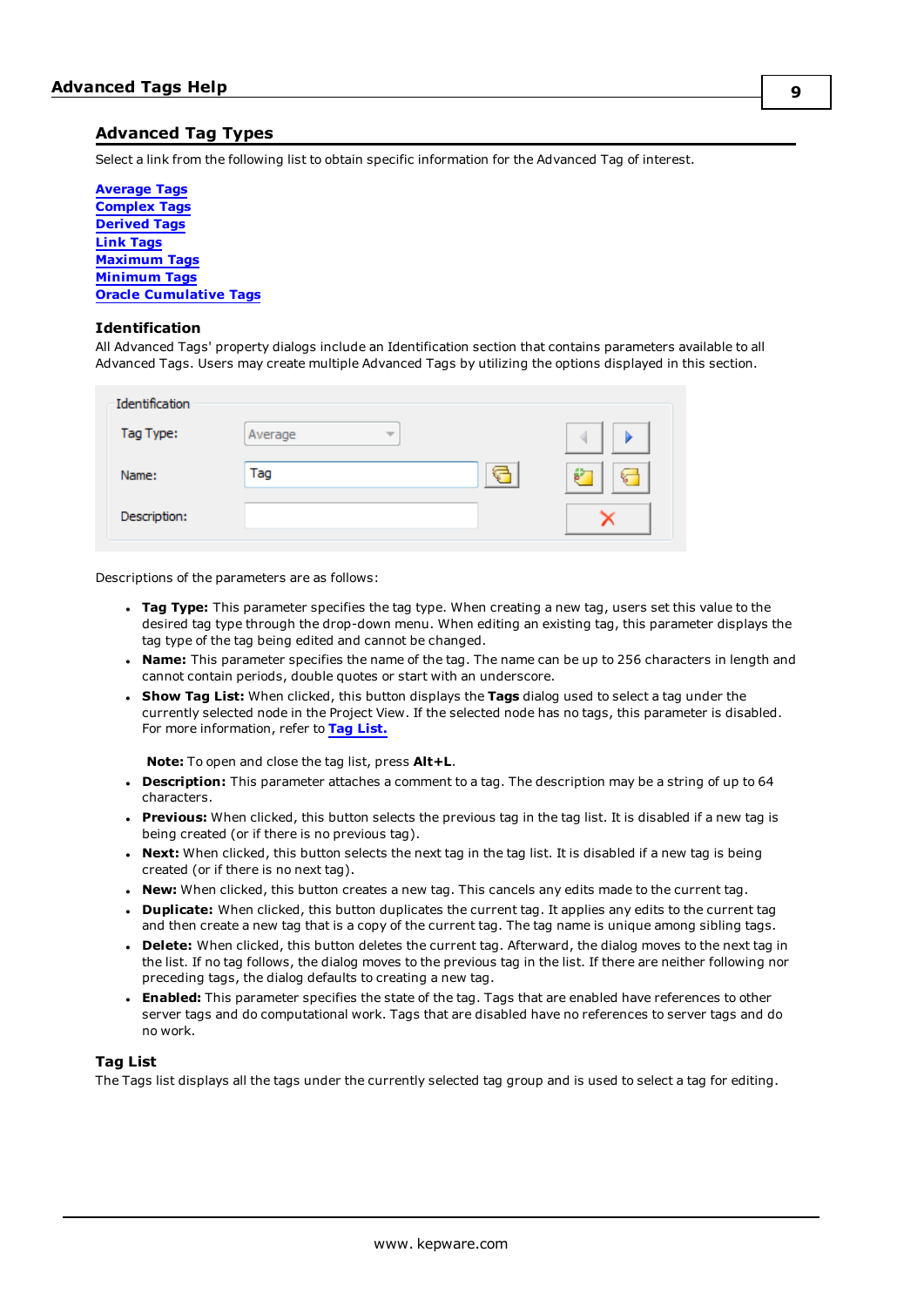## Advanced Tag Types

Select a link from the following list to obtain specific information for the Advanced Tag of interest.

**Average Tags**
**Complex Tags**
**Derived Tags**
**Link Tags**
**Maximum Tags**
**Minimum Tags**
**Oracle Cumulative Tags**

### Identification

All Advanced Tags' property dialogs include an Identification section that contains parameters available to all Advanced Tags. Users may create multiple Advanced Tags by utilizing the options displayed in this section.

Descriptions of the parameters are as follows:

- **Tag Type:** This parameter specifies the tag type. When creating a new tag, users set this value to the desired tag type through the drop-down menu. When editing an existing tag, this parameter displays the tag type of the tag being edited and cannot be changed.
- **Name:** This parameter specifies the name of the tag. The name can be up to 256 characters in length and cannot contain periods, double quotes or start with an underscore.
- **Show Tag List:** When clicked, this button displays the **Tags** dialog used to select a tag under the currently selected node in the Project View. If the selected node has no tags, this parameter is disabled. For more information, refer to **Tag List.**

  **Note:** To open and close the tag list, press **Alt+L**.
- **Description:** This parameter attaches a comment to a tag. The description may be a string of up to 64 characters.
- **Previous:** When clicked, this button selects the previous tag in the tag list. It is disabled if a new tag is being created (or if there is no previous tag).
- **Next:** When clicked, this button selects the next tag in the tag list. It is disabled if a new tag is being created (or if there is no next tag).
- **New:** When clicked, this button creates a new tag. This cancels any edits made to the current tag.
- **Duplicate:** When clicked, this button duplicates the current tag. It applies any edits to the current tag and then create a new tag that is a copy of the current tag. The tag name is unique among sibling tags.
- **Delete:** When clicked, this button deletes the current tag. Afterward, the dialog moves to the next tag in the list. If no tag follows, the dialog moves to the previous tag in the list. If there are neither following nor preceding tags, the dialog defaults to creating a new tag.
- **Enabled:** This parameter specifies the state of the tag. Tags that are enabled have references to other server tags and do computational work. Tags that are disabled have no references to server tags and do no work.

### Tag List

The Tags list displays all the tags under the currently selected tag group and is used to select a tag for editing.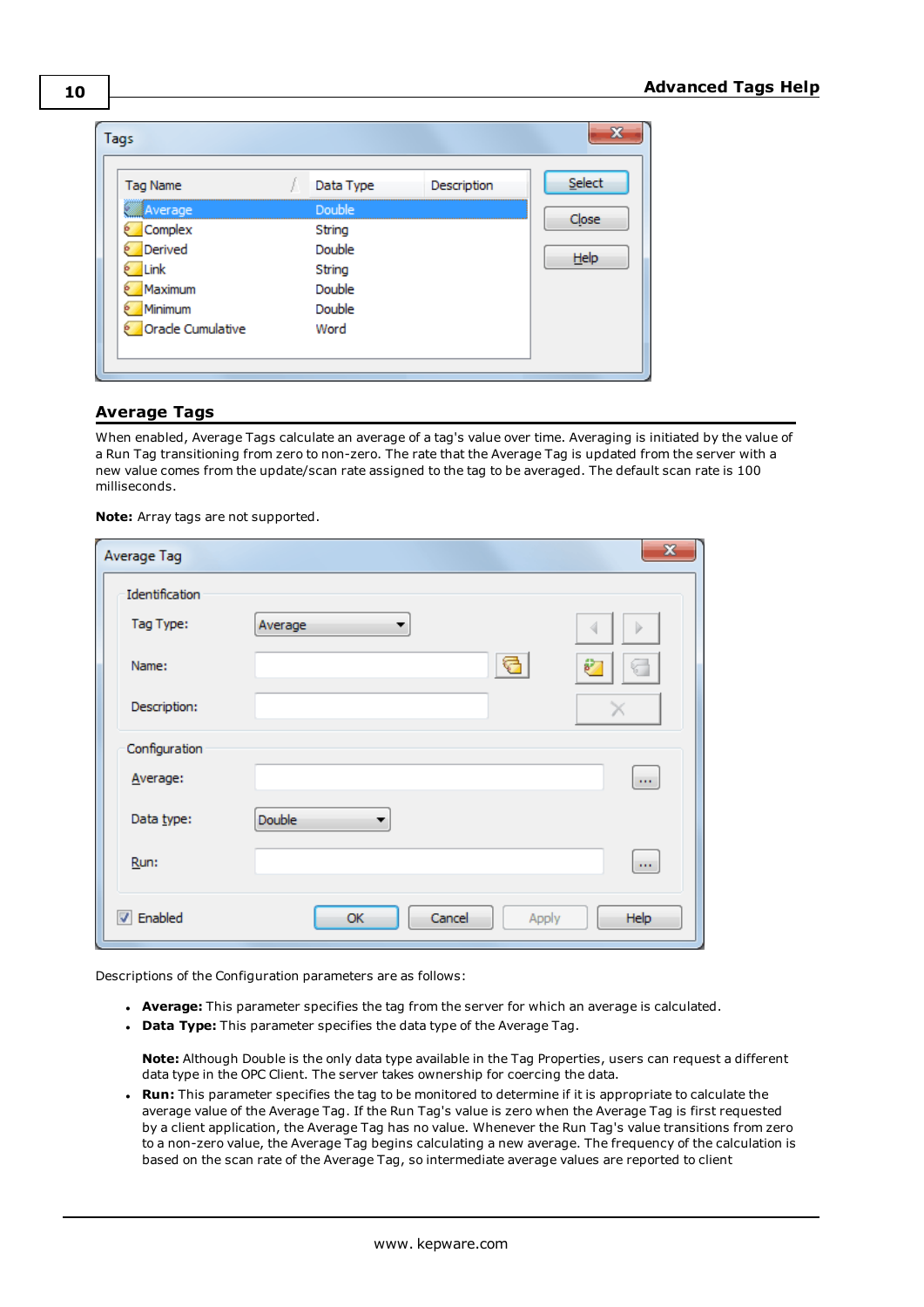## Average Tags

When enabled, Average Tags calculate an average of a tag's value over time. Averaging is initiated by the value of a Run Tag transitioning from zero to non-zero. The rate that the Average Tag is updated from the server with a new value comes from the update/scan rate assigned to the tag to be averaged. The default scan rate is 100 milliseconds.

**Note:** Array tags are not supported.

Descriptions of the Configuration parameters are as follows:

- **Average:** This parameter specifies the tag from the server for which an average is calculated.
- **Data Type:** This parameter specifies the data type of the Average Tag.

  **Note:** Although Double is the only data type available in the Tag Properties, users can request a different data type in the OPC Client. The server takes ownership for coercing the data.
- **Run:** This parameter specifies the tag to be monitored to determine if it is appropriate to calculate the average value of the Average Tag. If the Run Tag's value is zero when the Average Tag is first requested by a client application, the Average Tag has no value. Whenever the Run Tag's value transitions from zero to a non-zero value, the Average Tag begins calculating a new average. The frequency of the calculation is based on the scan rate of the Average Tag, so intermediate average values are reported to client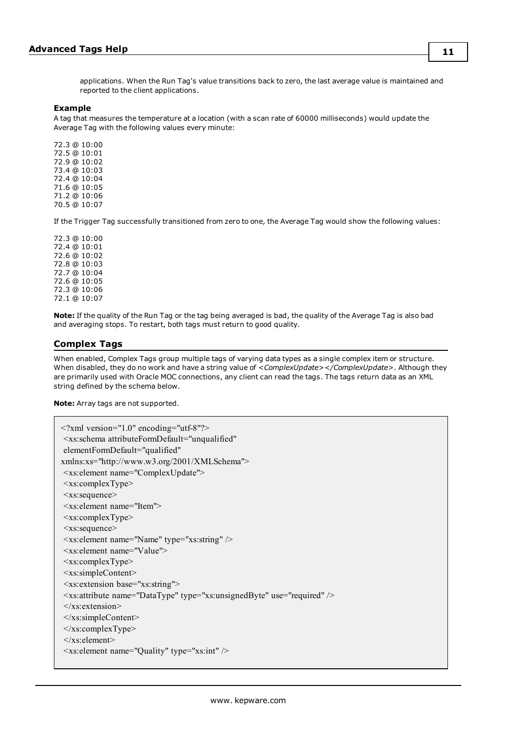applications. When the Run Tag's value transitions back to zero, the last average value is maintained and reported to the client applications.

### Example

A tag that measures the temperature at a location (with a scan rate of 60000 milliseconds) would update the Average Tag with the following values every minute:

72.3 @ 10:00
72.5 @ 10:01
72.9 @ 10:02
73.4 @ 10:03
72.4 @ 10:04
71.6 @ 10:05
71.2 @ 10:06
70.5 @ 10:07

If the Trigger Tag successfully transitioned from zero to one, the Average Tag would show the following values:

72.3 @ 10:00
72.4 @ 10:01
72.6 @ 10:02
72.8 @ 10:03
72.7 @ 10:04
72.6 @ 10:05
72.3 @ 10:06
72.1 @ 10:07

**Note:** If the quality of the Run Tag or the tag being averaged is bad, the quality of the Average Tag is also bad and averaging stops. To restart, both tags must return to good quality.

## Complex Tags

When enabled, Complex Tags group multiple tags of varying data types as a single complex item or structure. When disabled, they do no work and have a string value of *<ComplexUpdate></ComplexUpdate>*. Although they are primarily used with Oracle MOC connections, any client can read the tags. The tags return data as an XML string defined by the schema below.

**Note:** Array tags are not supported.

```
<?xml version="1.0" encoding="utf-8"?>
 <xs:schema attributeFormDefault="unqualified"
 elementFormDefault="qualified"
xmlns:xs="http://www.w3.org/2001/XMLSchema">
 <xs:element name="ComplexUpdate">
 <xs:complexType>
 <xs:sequence>
 <xs:element name="Item">
 <xs:complexType>
 <xs:sequence>
 <xs:element name="Name" type="xs:string" />
 <xs:element name="Value">
 <xs:complexType>
 <xs:simpleContent>
 <xs:extension base="xs:string">
 <xs:attribute name="DataType" type="xs:unsignedByte" use="required" />
 </xs:extension>
 </xs:simpleContent>
 </xs:complexType>
 </xs:element>
 <xs:element name="Quality" type="xs:int" />
```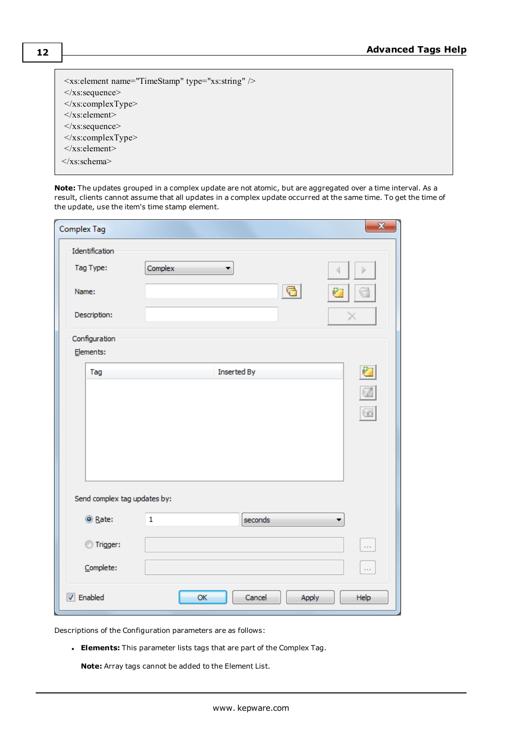```
<xs:element name="TimeStamp" type="xs:string" />
</xs:sequence>
</xs:complexType>
</xs:element>
</xs:sequence>
</xs:complexType>
</xs:element>
</xs:schema>
```

**Note:** The updates grouped in a complex update are not atomic, but are aggregated over a time interval. As a result, clients cannot assume that all updates in a complex update occurred at the same time. To get the time of the update, use the item's time stamp element.

Descriptions of the Configuration parameters are as follows:

- **Elements:** This parameter lists tags that are part of the Complex Tag.

  **Note:** Array tags cannot be added to the Element List.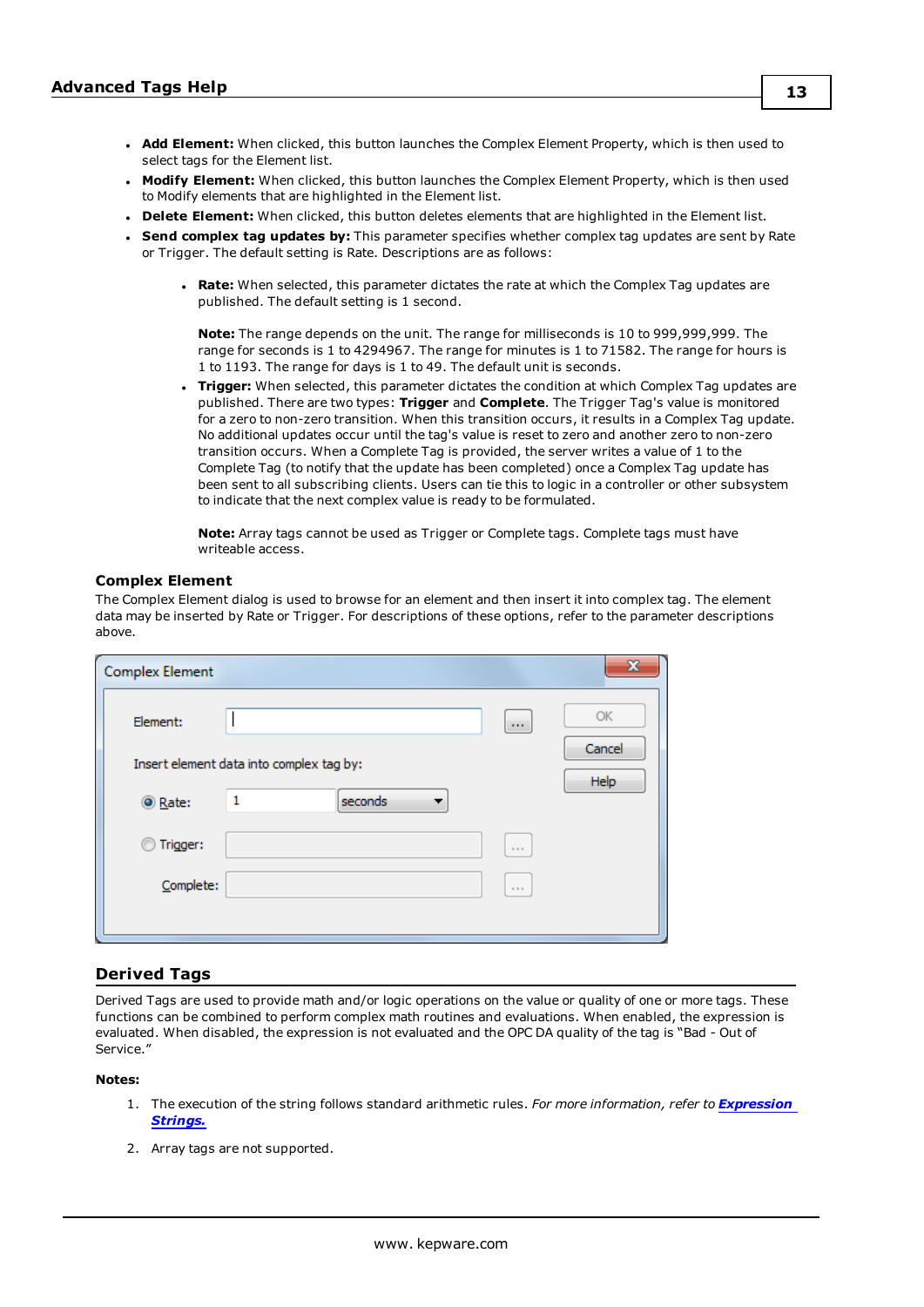- **Add Element:** When clicked, this button launches the Complex Element Property, which is then used to select tags for the Element list.
- **Modify Element:** When clicked, this button launches the Complex Element Property, which is then used to Modify elements that are highlighted in the Element list.
- **Delete Element:** When clicked, this button deletes elements that are highlighted in the Element list.
- **Send complex tag updates by:** This parameter specifies whether complex tag updates are sent by Rate or Trigger. The default setting is Rate. Descriptions are as follows:
  - **Rate:** When selected, this parameter dictates the rate at which the Complex Tag updates are published. The default setting is 1 second.

    **Note:** The range depends on the unit. The range for milliseconds is 10 to 999,999,999. The range for seconds is 1 to 4294967. The range for minutes is 1 to 71582. The range for hours is 1 to 1193. The range for days is 1 to 49. The default unit is seconds.
  - **Trigger:** When selected, this parameter dictates the condition at which Complex Tag updates are published. There are two types: **Trigger** and **Complete**. The Trigger Tag's value is monitored for a zero to non-zero transition. When this transition occurs, it results in a Complex Tag update. No additional updates occur until the tag's value is reset to zero and another zero to non-zero transition occurs. When a Complete Tag is provided, the server writes a value of 1 to the Complete Tag (to notify that the update has been completed) once a Complex Tag update has been sent to all subscribing clients. Users can tie this to logic in a controller or other subsystem to indicate that the next complex value is ready to be formulated.

    **Note:** Array tags cannot be used as Trigger or Complete tags. Complete tags must have writeable access.

### Complex Element

The Complex Element dialog is used to browse for an element and then insert it into complex tag. The element data may be inserted by Rate or Trigger. For descriptions of these options, refer to the parameter descriptions above.

## Derived Tags

Derived Tags are used to provide math and/or logic operations on the value or quality of one or more tags. These functions can be combined to perform complex math routines and evaluations. When enabled, the expression is evaluated. When disabled, the expression is not evaluated and the OPC DA quality of the tag is "Bad - Out of Service."

**Notes:**

1. The execution of the string follows standard arithmetic rules. *For more information, refer to* ***Expression Strings.***
2. Array tags are not supported.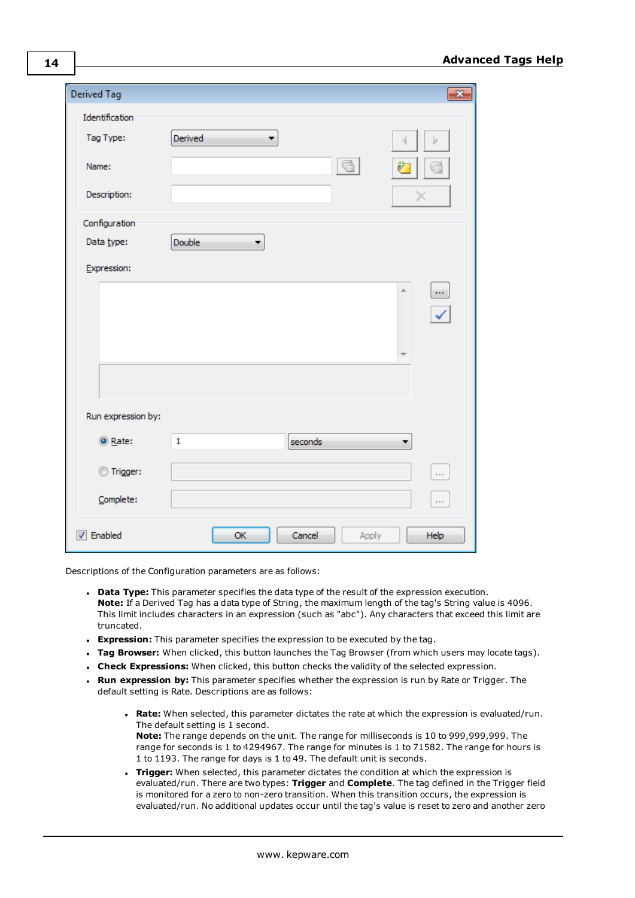Descriptions of the Configuration parameters are as follows:

- **Data Type:** This parameter specifies the data type of the result of the expression execution.
  **Note:** If a Derived Tag has a data type of String, the maximum length of the tag's String value is 4096. This limit includes characters in an expression (such as "abc"). Any characters that exceed this limit are truncated.
- **Expression:** This parameter specifies the expression to be executed by the tag.
- **Tag Browser:** When clicked, this button launches the Tag Browser (from which users may locate tags).
- **Check Expressions:** When clicked, this button checks the validity of the selected expression.
- **Run expression by:** This parameter specifies whether the expression is run by Rate or Trigger. The default setting is Rate. Descriptions are as follows:
  - **Rate:** When selected, this parameter dictates the rate at which the expression is evaluated/run. The default setting is 1 second.
    **Note:** The range depends on the unit. The range for milliseconds is 10 to 999,999,999. The range for seconds is 1 to 4294967. The range for minutes is 1 to 71582. The range for hours is 1 to 1193. The range for days is 1 to 49. The default unit is seconds.
  - **Trigger:** When selected, this parameter dictates the condition at which the expression is evaluated/run. There are two types: **Trigger** and **Complete**. The tag defined in the Trigger field is monitored for a zero to non-zero transition. When this transition occurs, the expression is evaluated/run. No additional updates occur until the tag's value is reset to zero and another zero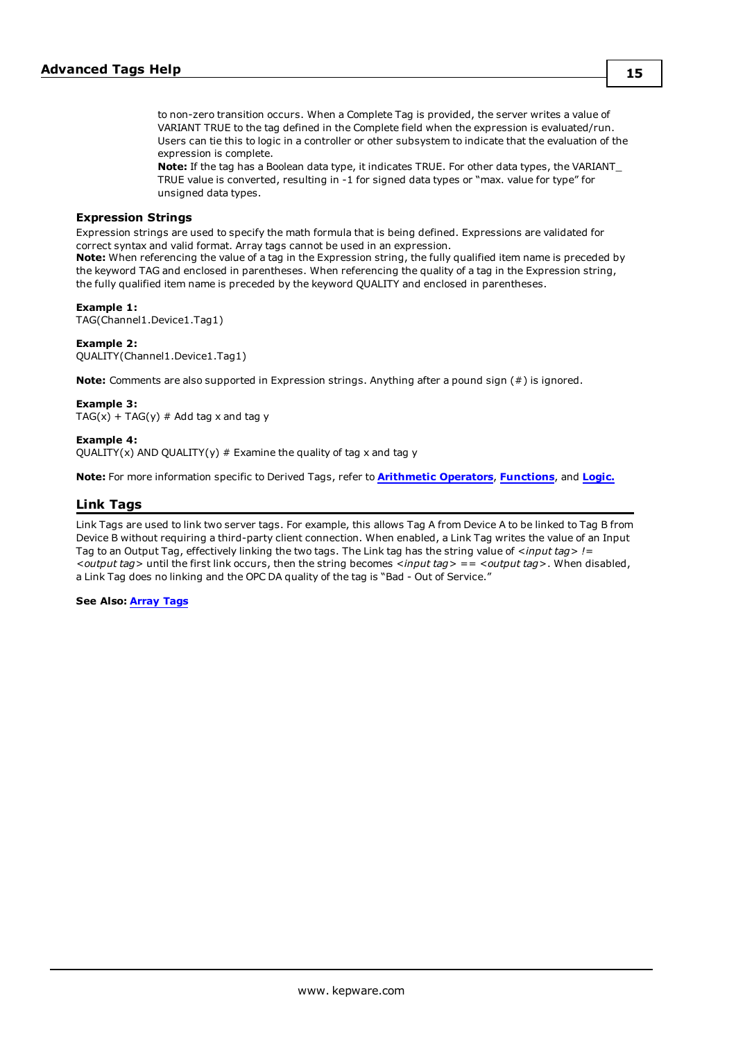to non-zero transition occurs. When a Complete Tag is provided, the server writes a value of VARIANT TRUE to the tag defined in the Complete field when the expression is evaluated/run. Users can tie this to logic in a controller or other subsystem to indicate that the evaluation of the expression is complete.
**Note:** If the tag has a Boolean data type, it indicates TRUE. For other data types, the VARIANT_ TRUE value is converted, resulting in -1 for signed data types or "max. value for type" for unsigned data types.

### Expression Strings

Expression strings are used to specify the math formula that is being defined. Expressions are validated for correct syntax and valid format. Array tags cannot be used in an expression.
**Note:** When referencing the value of a tag in the Expression string, the fully qualified item name is preceded by the keyword TAG and enclosed in parentheses. When referencing the quality of a tag in the Expression string, the fully qualified item name is preceded by the keyword QUALITY and enclosed in parentheses.

**Example 1:**
TAG(Channel1.Device1.Tag1)

**Example 2:**
QUALITY(Channel1.Device1.Tag1)

**Note:** Comments are also supported in Expression strings. Anything after a pound sign (#) is ignored.

**Example 3:**
TAG(x) + TAG(y) # Add tag x and tag y

**Example 4:**
QUALITY(x) AND QUALITY(y) # Examine the quality of tag x and tag y

**Note:** For more information specific to Derived Tags, refer to **Arithmetic Operators**, **Functions**, and **Logic.**

## Link Tags

Link Tags are used to link two server tags. For example, this allows Tag A from Device A to be linked to Tag B from Device B without requiring a third-party client connection. When enabled, a Link Tag writes the value of an Input Tag to an Output Tag, effectively linking the two tags. The Link tag has the string value of *<input tag> !=* *<output tag>* until the first link occurs, then the string becomes *<input tag>* == *<output tag>*. When disabled, a Link Tag does no linking and the OPC DA quality of the tag is "Bad - Out of Service."

**See Also: Array Tags**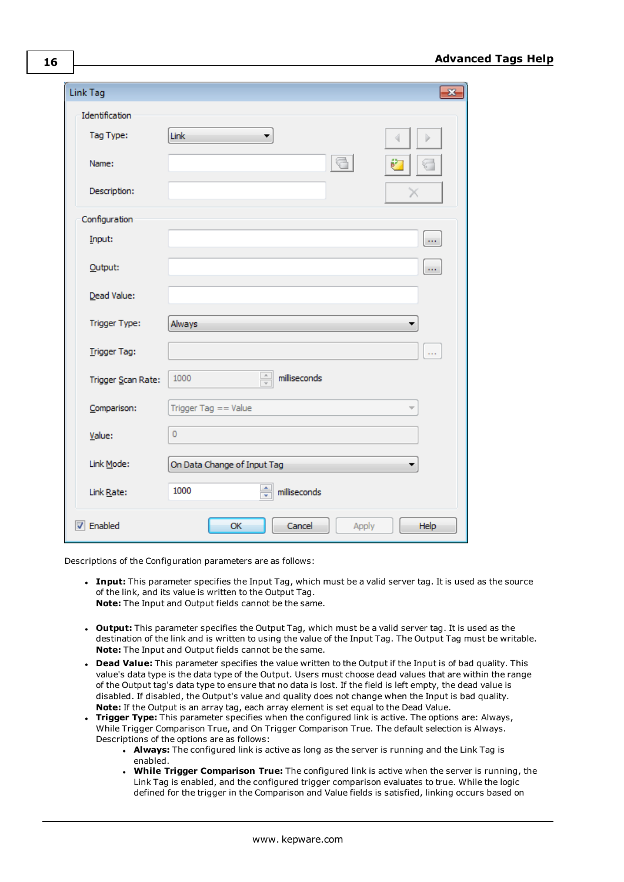Descriptions of the Configuration parameters are as follows:

- **Input:** This parameter specifies the Input Tag, which must be a valid server tag. It is used as the source of the link, and its value is written to the Output Tag.
  **Note:** The Input and Output fields cannot be the same.

- **Output:** This parameter specifies the Output Tag, which must be a valid server tag. It is used as the destination of the link and is written to using the value of the Input Tag. The Output Tag must be writable.
  **Note:** The Input and Output fields cannot be the same.
- **Dead Value:** This parameter specifies the value written to the Output if the Input is of bad quality. This value's data type is the data type of the Output. Users must choose dead values that are within the range of the Output tag's data type to ensure that no data is lost. If the field is left empty, the dead value is disabled. If disabled, the Output's value and quality does not change when the Input is bad quality.
  **Note:** If the Output is an array tag, each array element is set equal to the Dead Value.
- **Trigger Type:** This parameter specifies when the configured link is active. The options are: Always, While Trigger Comparison True, and On Trigger Comparison True. The default selection is Always. Descriptions of the options are as follows:
  - **Always:** The configured link is active as long as the server is running and the Link Tag is enabled.
  - **While Trigger Comparison True:** The configured link is active when the server is running, the Link Tag is enabled, and the configured trigger comparison evaluates to true. While the logic defined for the trigger in the Comparison and Value fields is satisfied, linking occurs based on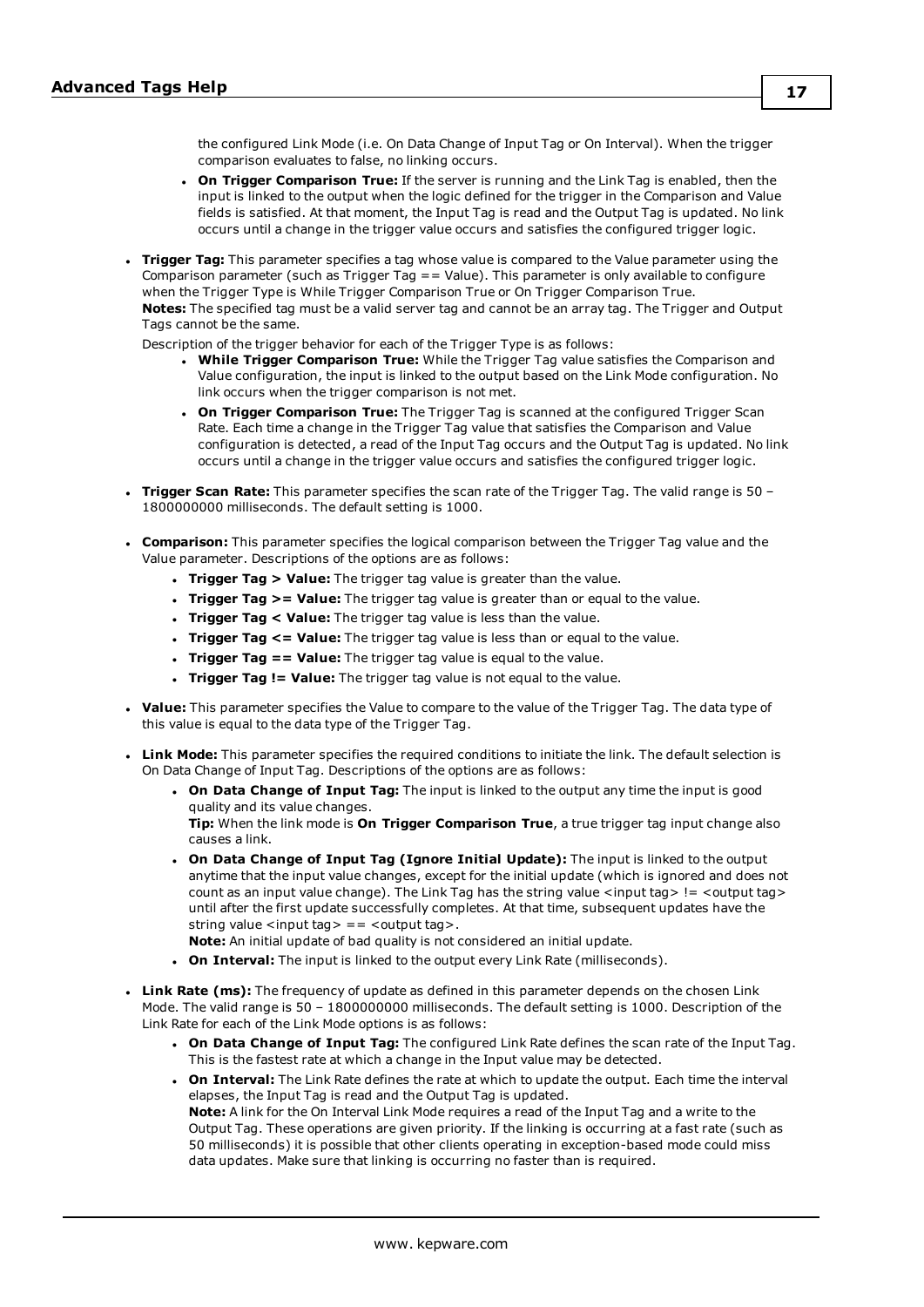the configured Link Mode (i.e. On Data Change of Input Tag or On Interval). When the trigger comparison evaluates to false, no linking occurs.

  - **On Trigger Comparison True:** If the server is running and the Link Tag is enabled, then the input is linked to the output when the logic defined for the trigger in the Comparison and Value fields is satisfied. At that moment, the Input Tag is read and the Output Tag is updated. No link occurs until a change in the trigger value occurs and satisfies the configured trigger logic.

- **Trigger Tag:** This parameter specifies a tag whose value is compared to the Value parameter using the Comparison parameter (such as Trigger Tag == Value). This parameter is only available to configure when the Trigger Type is While Trigger Comparison True or On Trigger Comparison True.
  **Notes:** The specified tag must be a valid server tag and cannot be an array tag. The Trigger and Output Tags cannot be the same.

  Description of the trigger behavior for each of the Trigger Type is as follows:
  - **While Trigger Comparison True:** While the Trigger Tag value satisfies the Comparison and Value configuration, the input is linked to the output based on the Link Mode configuration. No link occurs when the trigger comparison is not met.
  - **On Trigger Comparison True:** The Trigger Tag is scanned at the configured Trigger Scan Rate. Each time a change in the Trigger Tag value that satisfies the Comparison and Value configuration is detected, a read of the Input Tag occurs and the Output Tag is updated. No link occurs until a change in the trigger value occurs and satisfies the configured trigger logic.

- **Trigger Scan Rate:** This parameter specifies the scan rate of the Trigger Tag. The valid range is 50 – 1800000000 milliseconds. The default setting is 1000.

- **Comparison:** This parameter specifies the logical comparison between the Trigger Tag value and the Value parameter. Descriptions of the options are as follows:
  - **Trigger Tag > Value:** The trigger tag value is greater than the value.
  - **Trigger Tag >= Value:** The trigger tag value is greater than or equal to the value.
  - **Trigger Tag < Value:** The trigger tag value is less than the value.
  - **Trigger Tag <= Value:** The trigger tag value is less than or equal to the value.
  - **Trigger Tag == Value:** The trigger tag value is equal to the value.
  - **Trigger Tag != Value:** The trigger tag value is not equal to the value.

- **Value:** This parameter specifies the Value to compare to the value of the Trigger Tag. The data type of this value is equal to the data type of the Trigger Tag.

- **Link Mode:** This parameter specifies the required conditions to initiate the link. The default selection is On Data Change of Input Tag. Descriptions of the options are as follows:
  - **On Data Change of Input Tag:** The input is linked to the output any time the input is good quality and its value changes.
    **Tip:** When the link mode is **On Trigger Comparison True**, a true trigger tag input change also causes a link.
  - **On Data Change of Input Tag (Ignore Initial Update):** The input is linked to the output anytime that the input value changes, except for the initial update (which is ignored and does not count as an input value change). The Link Tag has the string value <input tag> != <output tag> until after the first update successfully completes. At that time, subsequent updates have the string value <input tag> == <output tag>.
    **Note:** An initial update of bad quality is not considered an initial update.
  - **On Interval:** The input is linked to the output every Link Rate (milliseconds).

- **Link Rate (ms):** The frequency of update as defined in this parameter depends on the chosen Link Mode. The valid range is 50 – 1800000000 milliseconds. The default setting is 1000. Description of the Link Rate for each of the Link Mode options is as follows:
  - **On Data Change of Input Tag:** The configured Link Rate defines the scan rate of the Input Tag. This is the fastest rate at which a change in the Input value may be detected.
  - **On Interval:** The Link Rate defines the rate at which to update the output. Each time the interval elapses, the Input Tag is read and the Output Tag is updated.
    **Note:** A link for the On Interval Link Mode requires a read of the Input Tag and a write to the Output Tag. These operations are given priority. If the linking is occurring at a fast rate (such as 50 milliseconds) it is possible that other clients operating in exception-based mode could miss data updates. Make sure that linking is occurring no faster than is required.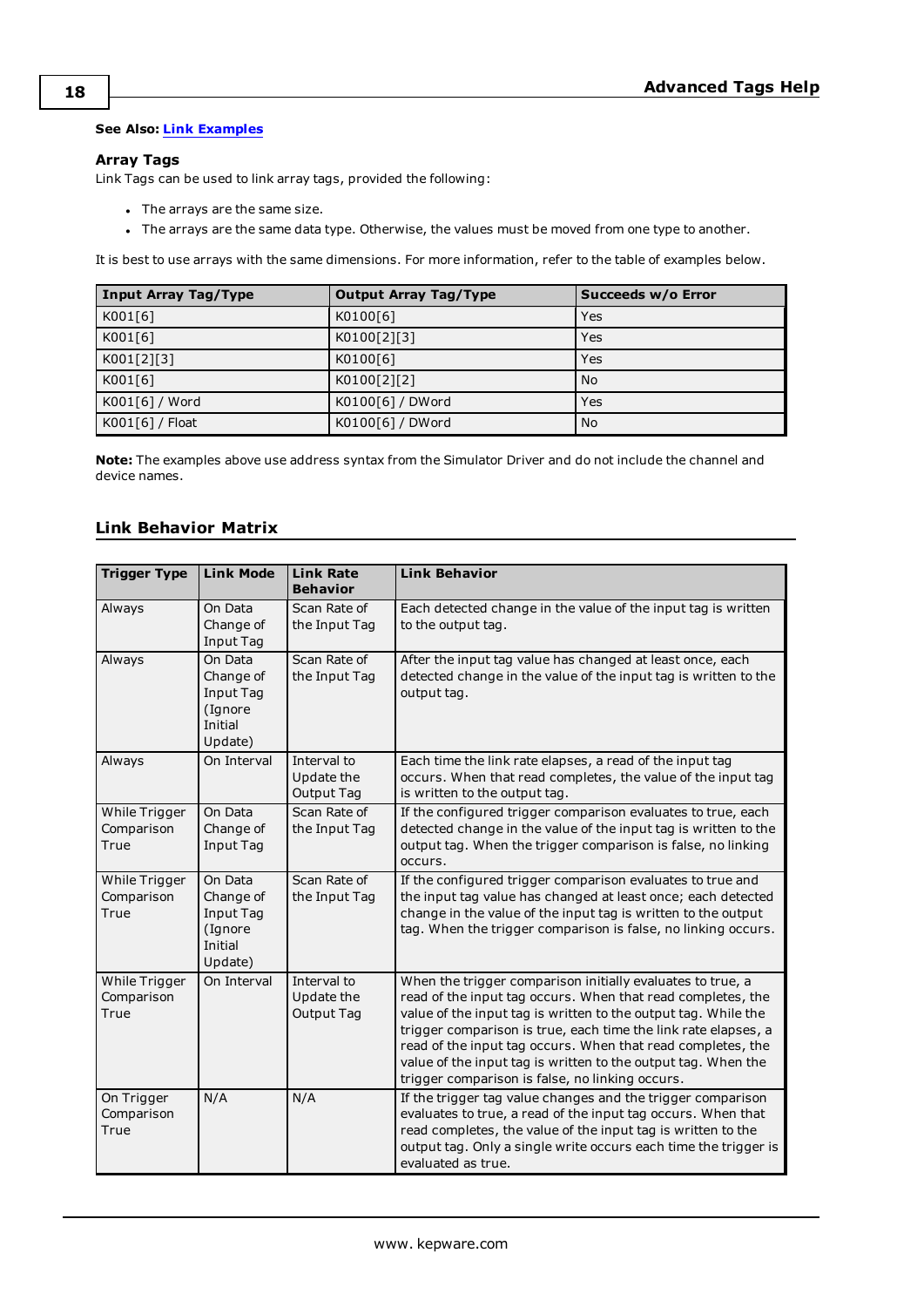**See Also:** Link Examples

### Array Tags

Link Tags can be used to link array tags, provided the following:

- The arrays are the same size.
- The arrays are the same data type. Otherwise, the values must be moved from one type to another.

It is best to use arrays with the same dimensions. For more information, refer to the table of examples below.

| Input Array Tag/Type | Output Array Tag/Type | Succeeds w/o Error |
|---|---|---|
| K001[6] | K0100[6] | Yes |
| K001[6] | K0100[2][3] | Yes |
| K001[2][3] | K0100[6] | Yes |
| K001[6] | K0100[2][2] | No |
| K001[6] / Word | K0100[6] / DWord | Yes |
| K001[6] / Float | K0100[6] / DWord | No |

**Note:** The examples above use address syntax from the Simulator Driver and do not include the channel and device names.

## Link Behavior Matrix

| Trigger Type | Link Mode | Link Rate Behavior | Link Behavior |
|---|---|---|---|
| Always | On Data Change of Input Tag | Scan Rate of the Input Tag | Each detected change in the value of the input tag is written to the output tag. |
| Always | On Data Change of Input Tag (Ignore Initial Update) | Scan Rate of the Input Tag | After the input tag value has changed at least once, each detected change in the value of the input tag is written to the output tag. |
| Always | On Interval | Interval to Update the Output Tag | Each time the link rate elapses, a read of the input tag occurs. When that read completes, the value of the input tag is written to the output tag. |
| While Trigger Comparison True | On Data Change of Input Tag | Scan Rate of the Input Tag | If the configured trigger comparison evaluates to true, each detected change in the value of the input tag is written to the output tag. When the trigger comparison is false, no linking occurs. |
| While Trigger Comparison True | On Data Change of Input Tag (Ignore Initial Update) | Scan Rate of the Input Tag | If the configured trigger comparison evaluates to true and the input tag value has changed at least once; each detected change in the value of the input tag is written to the output tag. When the trigger comparison is false, no linking occurs. |
| While Trigger Comparison True | On Interval | Interval to Update the Output Tag | When the trigger comparison initially evaluates to true, a read of the input tag occurs. When that read completes, the value of the input tag is written to the output tag. While the trigger comparison is true, each time the link rate elapses, a read of the input tag occurs. When that read completes, the value of the input tag is written to the output tag. When the trigger comparison is false, no linking occurs. |
| On Trigger Comparison True | N/A | N/A | If the trigger tag value changes and the trigger comparison evaluates to true, a read of the input tag occurs. When that read completes, the value of the input tag is written to the output tag. Only a single write occurs each time the trigger is evaluated as true. |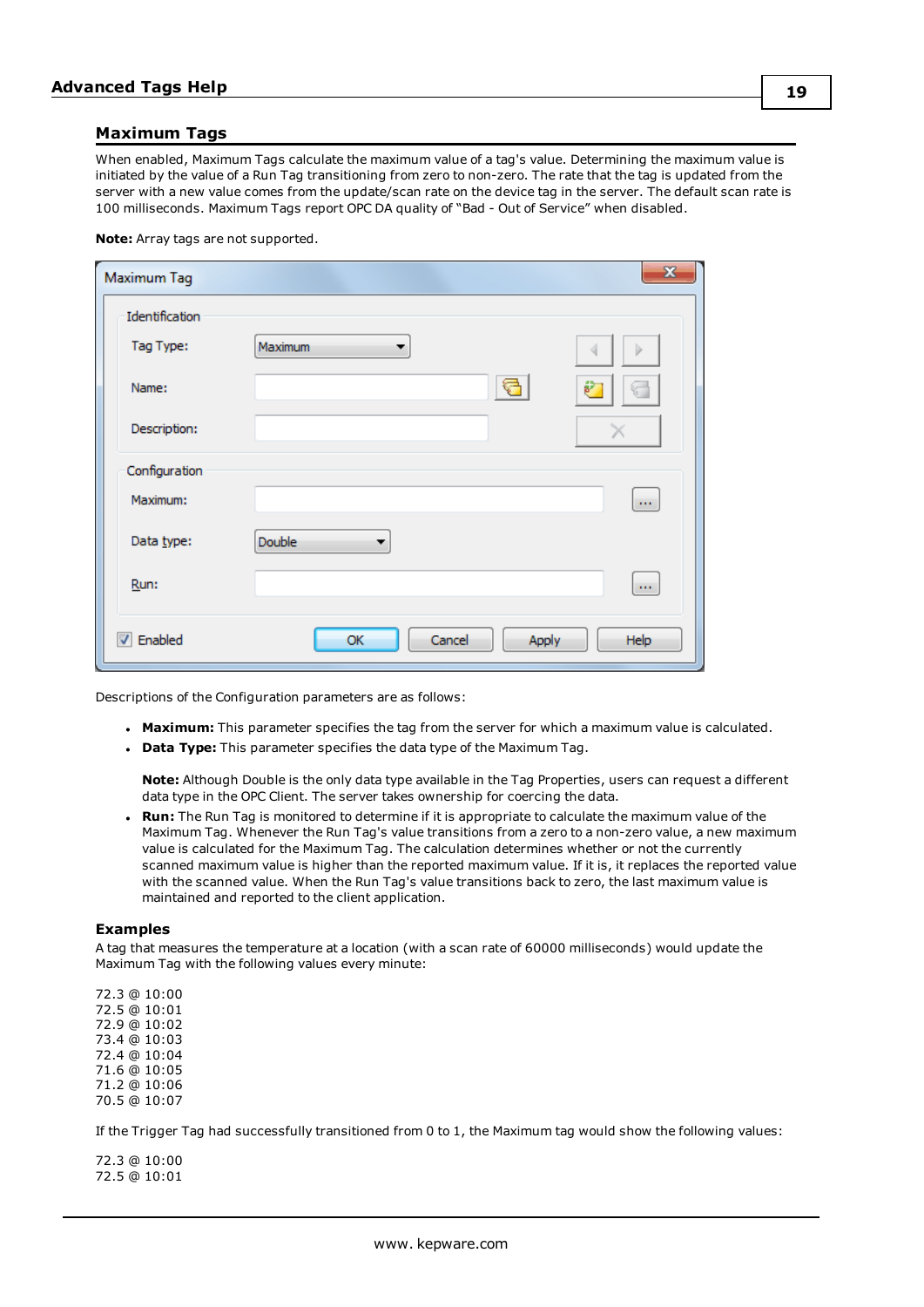## Maximum Tags

When enabled, Maximum Tags calculate the maximum value of a tag's value. Determining the maximum value is initiated by the value of a Run Tag transitioning from zero to non-zero. The rate that the tag is updated from the server with a new value comes from the update/scan rate on the device tag in the server. The default scan rate is 100 milliseconds. Maximum Tags report OPC DA quality of "Bad - Out of Service" when disabled.

**Note:** Array tags are not supported.

Descriptions of the Configuration parameters are as follows:

- **Maximum:** This parameter specifies the tag from the server for which a maximum value is calculated.
- **Data Type:** This parameter specifies the data type of the Maximum Tag.

  **Note:** Although Double is the only data type available in the Tag Properties, users can request a different data type in the OPC Client. The server takes ownership for coercing the data.
- **Run:** The Run Tag is monitored to determine if it is appropriate to calculate the maximum value of the Maximum Tag. Whenever the Run Tag's value transitions from a zero to a non-zero value, a new maximum value is calculated for the Maximum Tag. The calculation determines whether or not the currently scanned maximum value is higher than the reported maximum value. If it is, it replaces the reported value with the scanned value. When the Run Tag transitions back to zero, the last maximum value is maintained and reported to the client application.

### Examples

A tag that measures the temperature at a location (with a scan rate of 60000 milliseconds) would update the Maximum Tag with the following values every minute:

72.3 @ 10:00
72.5 @ 10:01
72.9 @ 10:02
73.4 @ 10:03
72.4 @ 10:04
71.6 @ 10:05
71.2 @ 10:06
70.5 @ 10:07

If the Trigger Tag had successfully transitioned from 0 to 1, the Maximum tag would show the following values:

72.3 @ 10:00
72.5 @ 10:01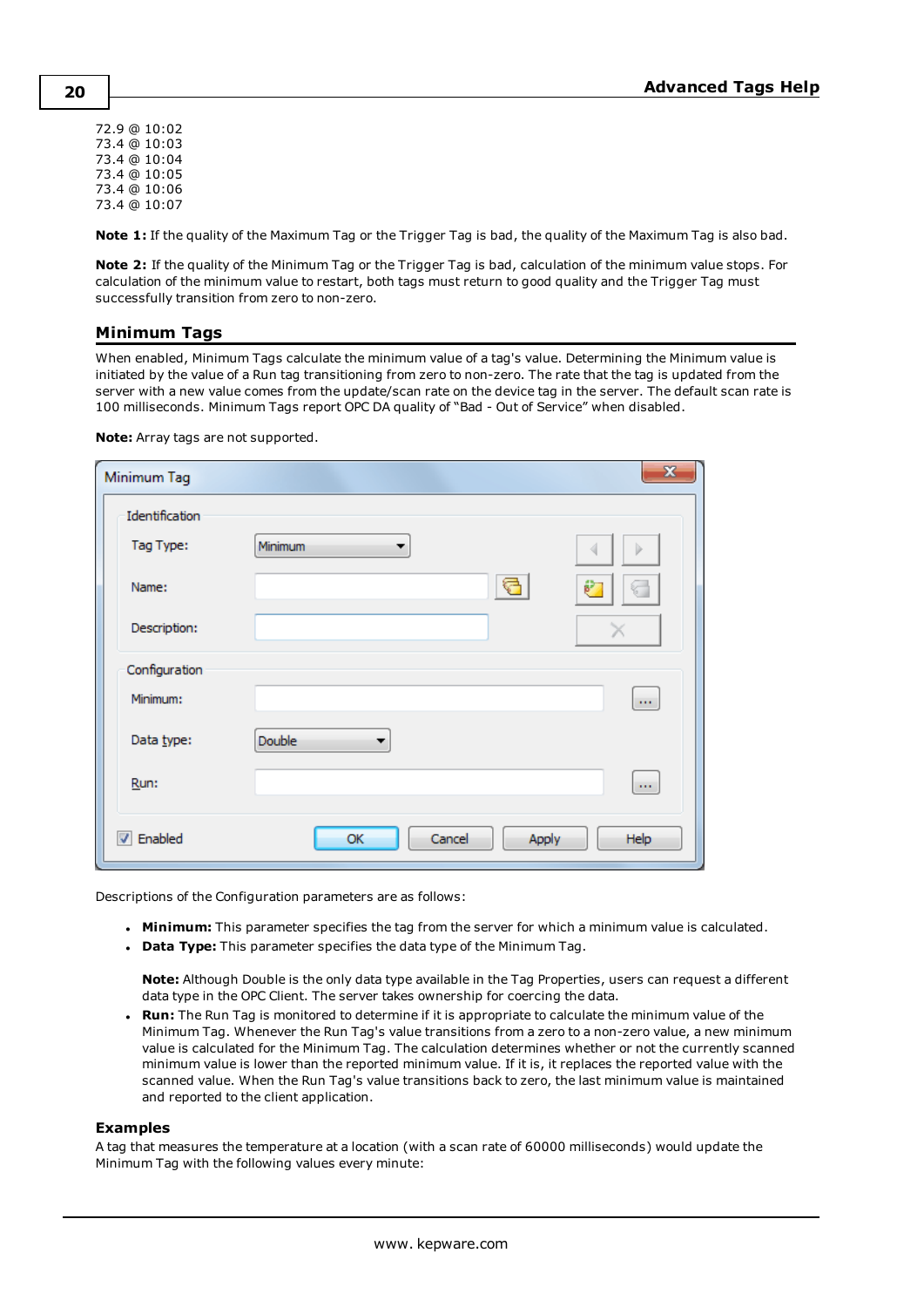72.9 @ 10:02
73.4 @ 10:03
73.4 @ 10:04
73.4 @ 10:05
73.4 @ 10:06
73.4 @ 10:07

**Note 1:** If the quality of the Maximum Tag or the Trigger Tag is bad, the quality of the Maximum Tag is also bad.

**Note 2:** If the quality of the Minimum Tag or the Trigger Tag is bad, calculation of the minimum value stops. For calculation of the minimum value to restart, both tags must return to good quality and the Trigger Tag must successfully transition from zero to non-zero.

## Minimum Tags

When enabled, Minimum Tags calculate the minimum value of a tag's value. Determining the Minimum value is initiated by the value of a Run tag transitioning from zero to non-zero. The rate that the tag is updated from the server with a new value comes from the update/scan rate on the device tag in the server. The default scan rate is 100 milliseconds. Minimum Tags report OPC DA quality of "Bad - Out of Service" when disabled.

**Note:** Array tags are not supported.

Descriptions of the Configuration parameters are as follows:

- **Minimum:** This parameter specifies the tag from the server for which a minimum value is calculated.
- **Data Type:** This parameter specifies the data type of the Minimum Tag.

  **Note:** Although Double is the only data type available in the Tag Properties, users can request a different data type in the OPC Client. The server takes ownership for coercing the data.
- **Run:** The Run Tag is monitored to determine if it is appropriate to calculate the minimum value of the Minimum Tag. Whenever the Run Tag's value transitions from a zero to a non-zero value, a new minimum value is calculated for the Minimum Tag. The calculation determines whether or not the currently scanned minimum value is lower than the reported minimum value. If it is, it replaces the reported value with the scanned value. When the Run Tag's value transitions back to zero, the last minimum value is maintained and reported to the client application.

### Examples

A tag that measures the temperature at a location (with a scan rate of 60000 milliseconds) would update the Minimum Tag with the following values every minute: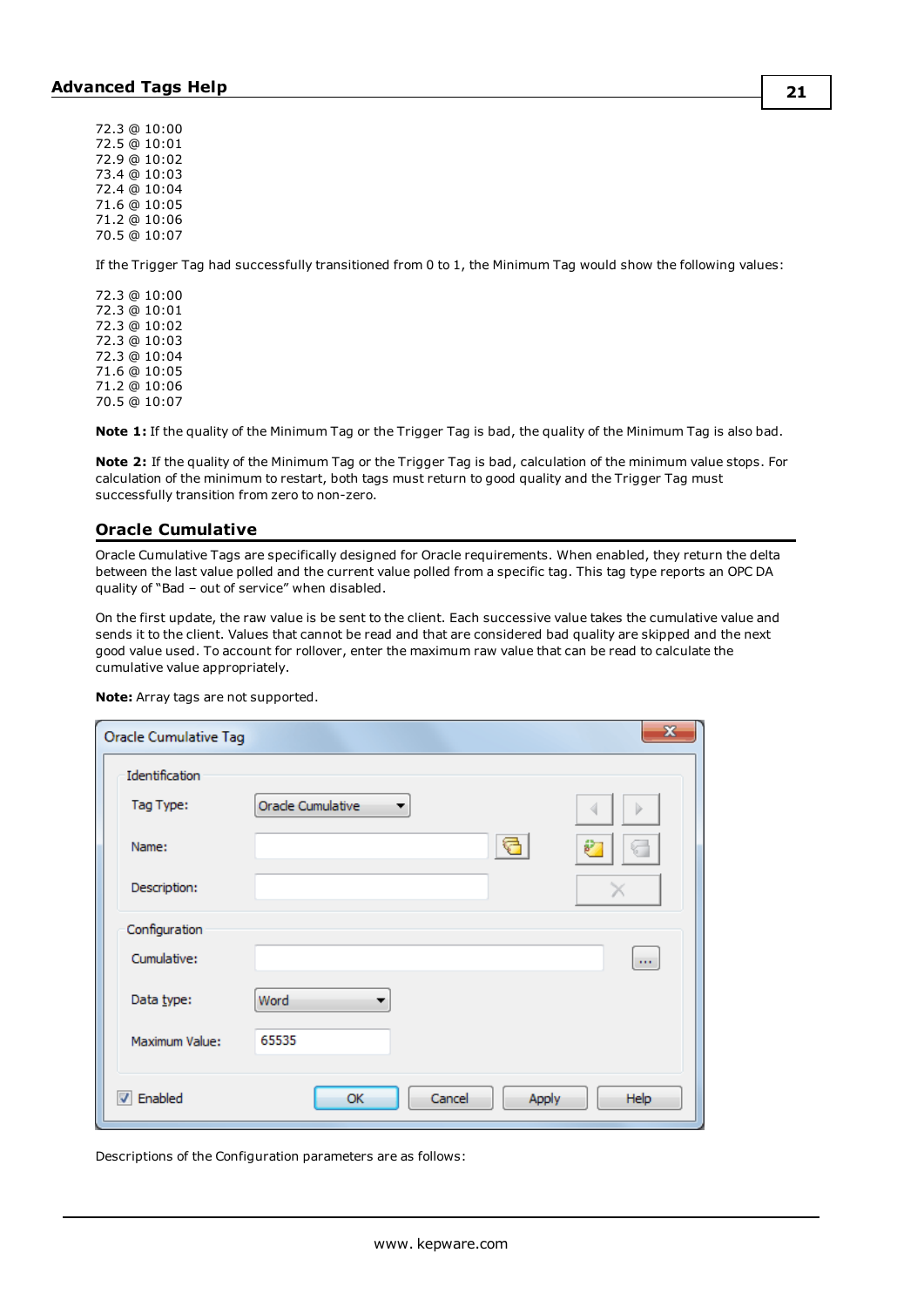72.3 @ 10:00
72.5 @ 10:01
72.9 @ 10:02
73.4 @ 10:03
72.4 @ 10:04
71.6 @ 10:05
71.2 @ 10:06
70.5 @ 10:07

If the Trigger Tag had successfully transitioned from 0 to 1, the Minimum Tag would show the following values:

72.3 @ 10:00
72.3 @ 10:01
72.3 @ 10:02
72.3 @ 10:03
72.3 @ 10:04
71.6 @ 10:05
71.2 @ 10:06
70.5 @ 10:07

**Note 1:** If the quality of the Minimum Tag or the Trigger Tag is bad, the quality of the Minimum Tag is also bad.

**Note 2:** If the quality of the Minimum Tag or the Trigger Tag is bad, calculation of the minimum value stops. For calculation of the minimum to restart, both tags must return to good quality and the Trigger Tag must successfully transition from zero to non-zero.

## Oracle Cumulative

Oracle Cumulative Tags are specifically designed for Oracle requirements. When enabled, they return the delta between the last value polled and the current value polled from a specific tag. This tag type reports an OPC DA quality of "Bad – out of service" when disabled.

On the first update, the raw value is be sent to the client. Each successive value takes the cumulative value and sends it to the client. Values that cannot be read and that are considered bad quality are skipped and the next good value used. To account for rollover, enter the maximum raw value that can be read to calculate the cumulative value appropriately.

**Note:** Array tags are not supported.

Oracle Cumulative Tag

Identification
Tag Type: Oracle Cumulative
Name:
Description:

Configuration
Cumulative:
Data type: Word
Maximum Value: 65535

Enabled | OK | Cancel | Apply | Help

Descriptions of the Configuration parameters are as follows: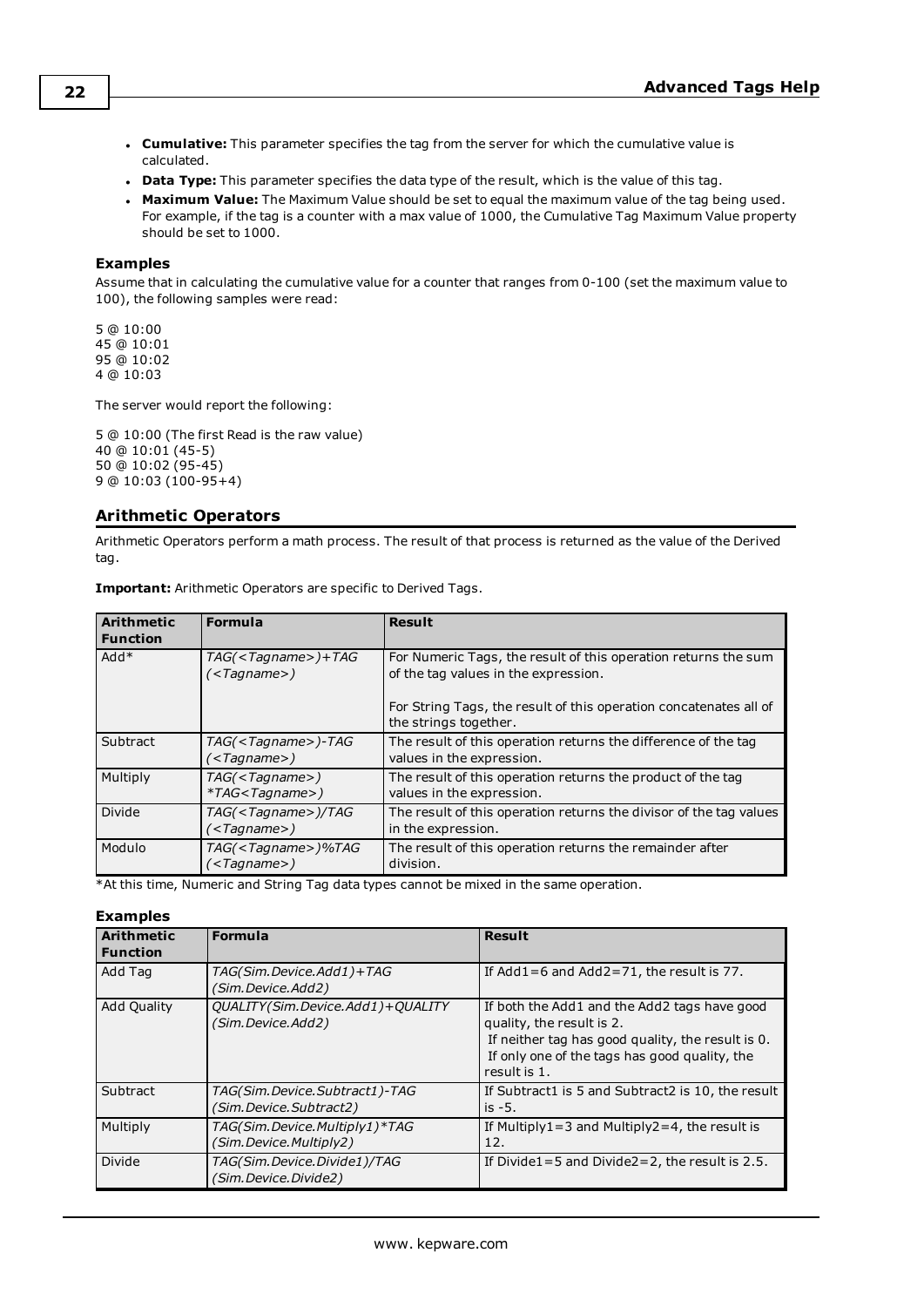- **Cumulative:** This parameter specifies the tag from the server for which the cumulative value is calculated.
- **Data Type:** This parameter specifies the data type of the result, which is the value of this tag.
- **Maximum Value:** The Maximum Value should be set to equal the maximum value of the tag being used. For example, if the tag is a counter with a max value of 1000, the Cumulative Tag Maximum Value property should be set to 1000.

### Examples

Assume that in calculating the cumulative value for a counter that ranges from 0-100 (set the maximum value to 100), the following samples were read:

5 @ 10:00
45 @ 10:01
95 @ 10:02
4 @ 10:03

The server would report the following:

5 @ 10:00 (The first Read is the raw value)
40 @ 10:01 (45-5)
50 @ 10:02 (95-45)
9 @ 10:03 (100-95+4)

## Arithmetic Operators

Arithmetic Operators perform a math process. The result of that process is returned as the value of the Derived tag.

**Important:** Arithmetic Operators are specific to Derived Tags.

| Arithmetic Function | Formula | Result |
|---|---|---|
| Add* | *TAG(<Tagname>)+TAG(<Tagname>)* | For Numeric Tags, the result of this operation returns the sum of the tag values in the expression.<br><br>For String Tags, the result of this operation concatenates all of the strings together. |
| Subtract | *TAG(<Tagname>)-TAG(<Tagname>)* | The result of this operation returns the difference of the tag values in the expression. |
| Multiply | *TAG(<Tagname>)*TAG<Tagname>)* | The result of this operation returns the product of the tag values in the expression. |
| Divide | *TAG(<Tagname>)/TAG(<Tagname>)* | The result of this operation returns the divisor of the tag values in the expression. |
| Modulo | *TAG(<Tagname>)%TAG(<Tagname>)* | The result of this operation returns the remainder after division. |

*At this time, Numeric and String Tag data types cannot be mixed in the same operation.

### Examples

| Arithmetic Function | Formula | Result |
|---|---|---|
| Add Tag | *TAG(Sim.Device.Add1)+TAG(Sim.Device.Add2)* | If Add1=6 and Add2=71, the result is 77. |
| Add Quality | *QUALITY(Sim.Device.Add1)+QUALITY(Sim.Device.Add2)* | If both the Add1 and the Add2 tags have good quality, the result is 2.<br>If neither tag has good quality, the result is 0.<br>If only one of the tags has good quality, the result is 1. |
| Subtract | *TAG(Sim.Device.Subtract1)-TAG(Sim.Device.Subtract2)* | If Subtract1 is 5 and Subtract2 is 10, the result is -5. |
| Multiply | *TAG(Sim.Device.Multiply1)*TAG(Sim.Device.Multiply2)* | If Multiply1=3 and Multiply2=4, the result is 12. |
| Divide | *TAG(Sim.Device.Divide1)/TAG(Sim.Device.Divide2)* | If Divide1=5 and Divide2=2, the result is 2.5. |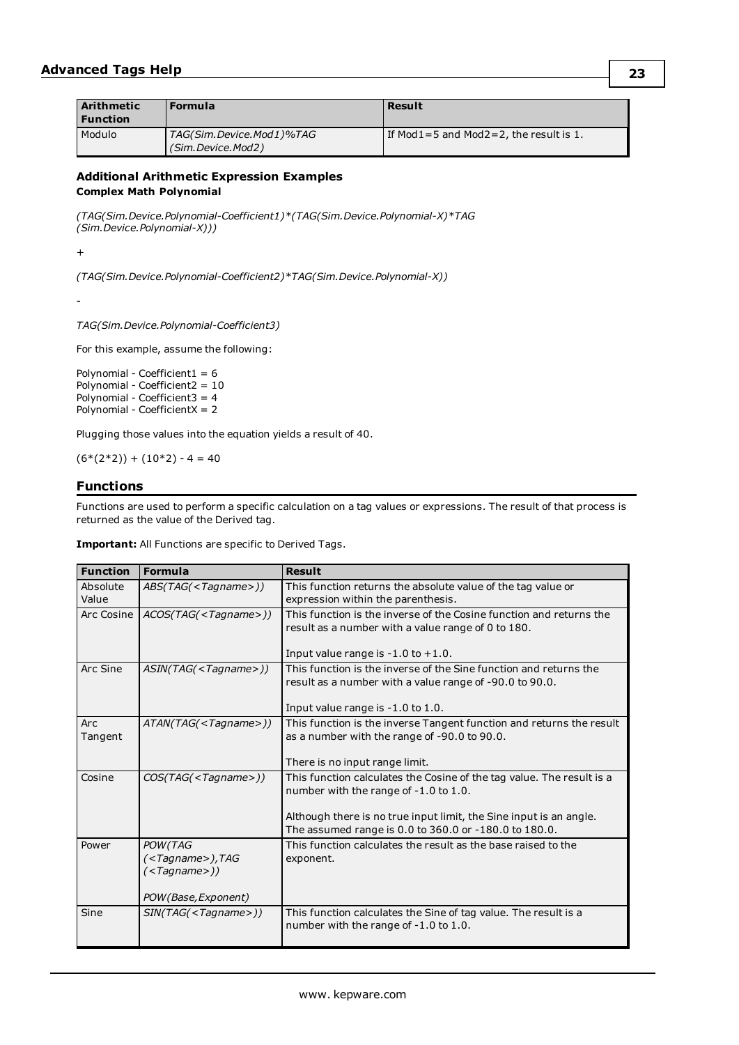| Arithmetic Function | Formula | Result |
|---|---|---|
| Modulo | *TAG(Sim.Device.Mod1)%TAG (Sim.Device.Mod2)* | If Mod1=5 and Mod2=2, the result is 1. |

### Additional Arithmetic Expression Examples

**Complex Math Polynomial**

*(TAG(Sim.Device.Polynomial-Coefficient1)*(TAG(Sim.Device.Polynomial-X)*TAG (Sim.Device.Polynomial-X)))*

+

*(TAG(Sim.Device.Polynomial-Coefficient2)*TAG(Sim.Device.Polynomial-X))*

-

*TAG(Sim.Device.Polynomial-Coefficient3)*

For this example, assume the following:

Polynomial - Coefficient1 = 6
Polynomial - Coefficient2 = 10
Polynomial - Coefficient3 = 4
Polynomial - CoefficientX = 2

Plugging those values into the equation yields a result of 40.

(6*(2*2)) + (10*2) - 4 = 40

## Functions

Functions are used to perform a specific calculation on a tag values or expressions. The result of that process is returned as the value of the Derived tag.

**Important:** All Functions are specific to Derived Tags.

| Function | Formula | Result |
|---|---|---|
| Absolute Value | *ABS(TAG(<Tagname>))* | This function returns the absolute value of the tag value or expression within the parenthesis. |
| Arc Cosine | *ACOS(TAG(<Tagname>))* | This function is the inverse of the Cosine function and returns the result as a number with a value range of 0 to 180.<br><br>Input value range is -1.0 to +1.0. |
| Arc Sine | *ASIN(TAG(<Tagname>))* | This function is the inverse of the Sine function and returns the result as a number with a value range of -90.0 to 90.0.<br><br>Input value range is -1.0 to 1.0. |
| Arc Tangent | *ATAN(TAG(<Tagname>))* | This function is the inverse Tangent function and returns the result as a number with the range of -90.0 to 90.0.<br><br>There is no input range limit. |
| Cosine | *COS(TAG(<Tagname>))* | This function calculates the Cosine of the tag value. The result is a number with the range of -1.0 to 1.0.<br><br>Although there is no true input limit, the Sine input is an angle. The assumed range is 0.0 to 360.0 or -180.0 to 180.0. |
| Power | *POW(TAG (<Tagname>),TAG (<Tagname>))*<br><br>*POW(Base,Exponent)* | This function calculates the result as the base raised to the exponent. |
| Sine | *SIN(TAG(<Tagname>))* | This function calculates the Sine of tag value. The result is a number with the range of -1.0 to 1.0. |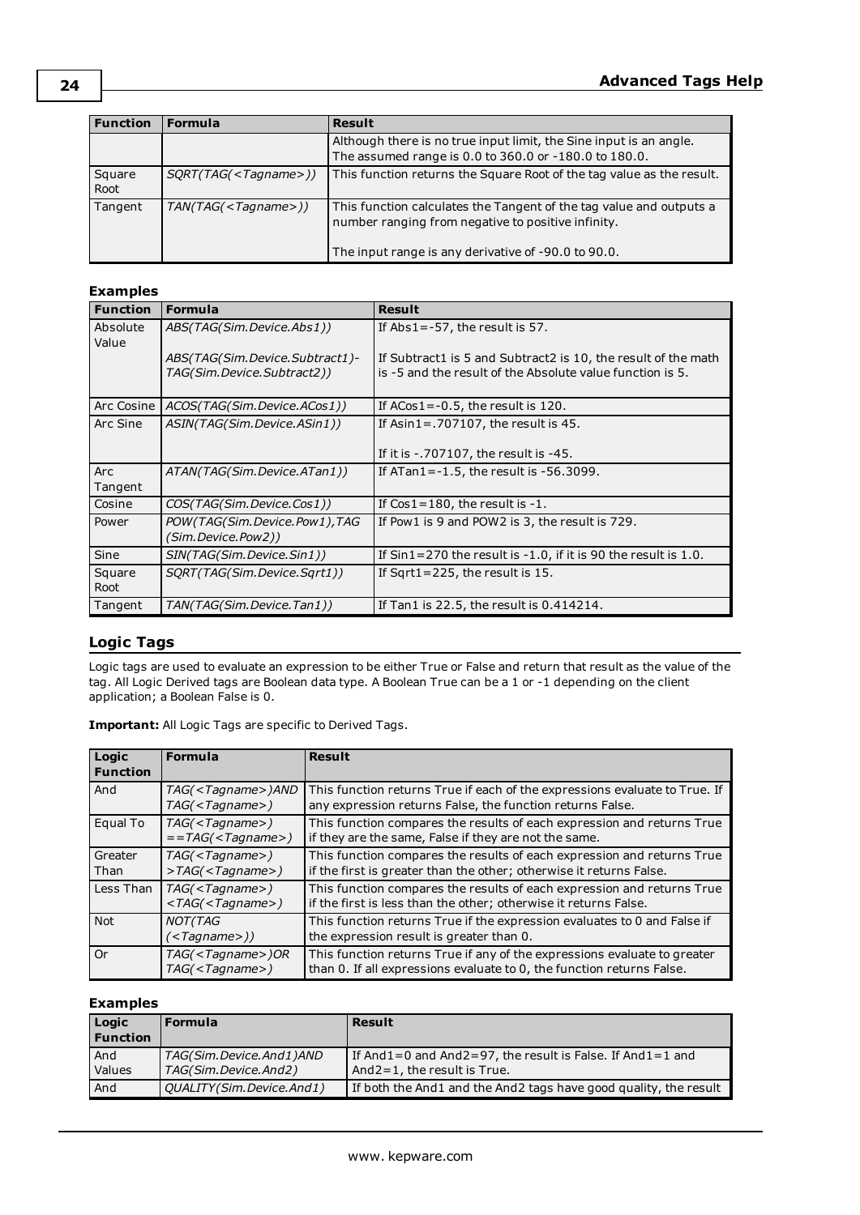| Function | Formula | Result |
|---|---|---|
| | | Although there is no true input limit, the Sine input is an angle. The assumed range is 0.0 to 360.0 or -180.0 to 180.0. |
| Square Root | *SQRT(TAG(<Tagname>))* | This function returns the Square Root of the tag value as the result. |
| Tangent | *TAN(TAG(<Tagname>))* | This function calculates the Tangent of the tag value and outputs a number ranging from negative to positive infinity.<br><br>The input range is any derivative of -90.0 to 90.0. |

### Examples

| Function | Formula | Result |
|---|---|---|
| Absolute Value | *ABS(TAG(Sim.Device.Abs1))*<br><br>*ABS(TAG(Sim.Device.Subtract1)-TAG(Sim.Device.Subtract2))* | If Abs1=-57, the result is 57.<br><br>If Subtract1 is 5 and Subtract2 is 10, the result of the math is -5 and the result of the Absolute value function is 5. |
| Arc Cosine | *ACOS(TAG(Sim.Device.ACos1))* | If ACos1=-0.5, the result is 120. |
| Arc Sine | *ASIN(TAG(Sim.Device.ASin1))* | If Asin1=.707107, the result is 45.<br><br>If it is -.707107, the result is -45. |
| Arc Tangent | *ATAN(TAG(Sim.Device.ATan1))* | If ATan1=-1.5, the result is -56.3099. |
| Cosine | *COS(TAG(Sim.Device.Cos1))* | If Cos1=180, the result is -1. |
| Power | *POW(TAG(Sim.Device.Pow1),TAG(Sim.Device.Pow2))* | If Pow1 is 9 and POW2 is 3, the result is 729. |
| Sine | *SIN(TAG(Sim.Device.Sin1))* | If Sin1=270 the result is -1.0, if it is 90 the result is 1.0. |
| Square Root | *SQRT(TAG(Sim.Device.Sqrt1))* | If Sqrt1=225, the result is 15. |
| Tangent | *TAN(TAG(Sim.Device.Tan1))* | If Tan1 is 22.5, the result is 0.414214. |

## Logic Tags

Logic tags are used to evaluate an expression to be either True or False and return that result as the value of the tag. All Logic Derived tags are Boolean data type. A Boolean True can be a 1 or -1 depending on the client application; a Boolean False is 0.

**Important:** All Logic Tags are specific to Derived Tags.

| Logic Function | Formula | Result |
|---|---|---|
| And | *TAG(<Tagname>)AND TAG(<Tagname>)* | This function returns True if each of the expressions evaluate to True. If any expression returns False, the function returns False. |
| Equal To | *TAG(<Tagname>) ==TAG(<Tagname>)* | This function compares the results of each expression and returns True if they are the same, False if they are not the same. |
| Greater Than | *TAG(<Tagname>) >TAG(<Tagname>)* | This function compares the results of each expression and returns True if the first is greater than the other; otherwise it returns False. |
| Less Than | *TAG(<Tagname>) <TAG(<Tagname>)* | This function compares the results of each expression and returns True if the first is less than the other; otherwise it returns False. |
| Not | *NOT(TAG (<Tagname>))* | This function returns True if the expression evaluates to 0 and False if the expression result is greater than 0. |
| Or | *TAG(<Tagname>)OR TAG(<Tagname>)* | This function returns True if any of the expressions evaluate to greater than 0. If all expressions evaluate to 0, the function returns False. |

### Examples

| Logic Function | Formula | Result |
|---|---|---|
| And Values | *TAG(Sim.Device.And1)AND TAG(Sim.Device.And2)* | If And1=0 and And2=97, the result is False. If And1=1 and And2=1, the result is True. |
| And | *QUALITY(Sim.Device.And1)* | If both the And1 and the And2 tags have good quality, the result |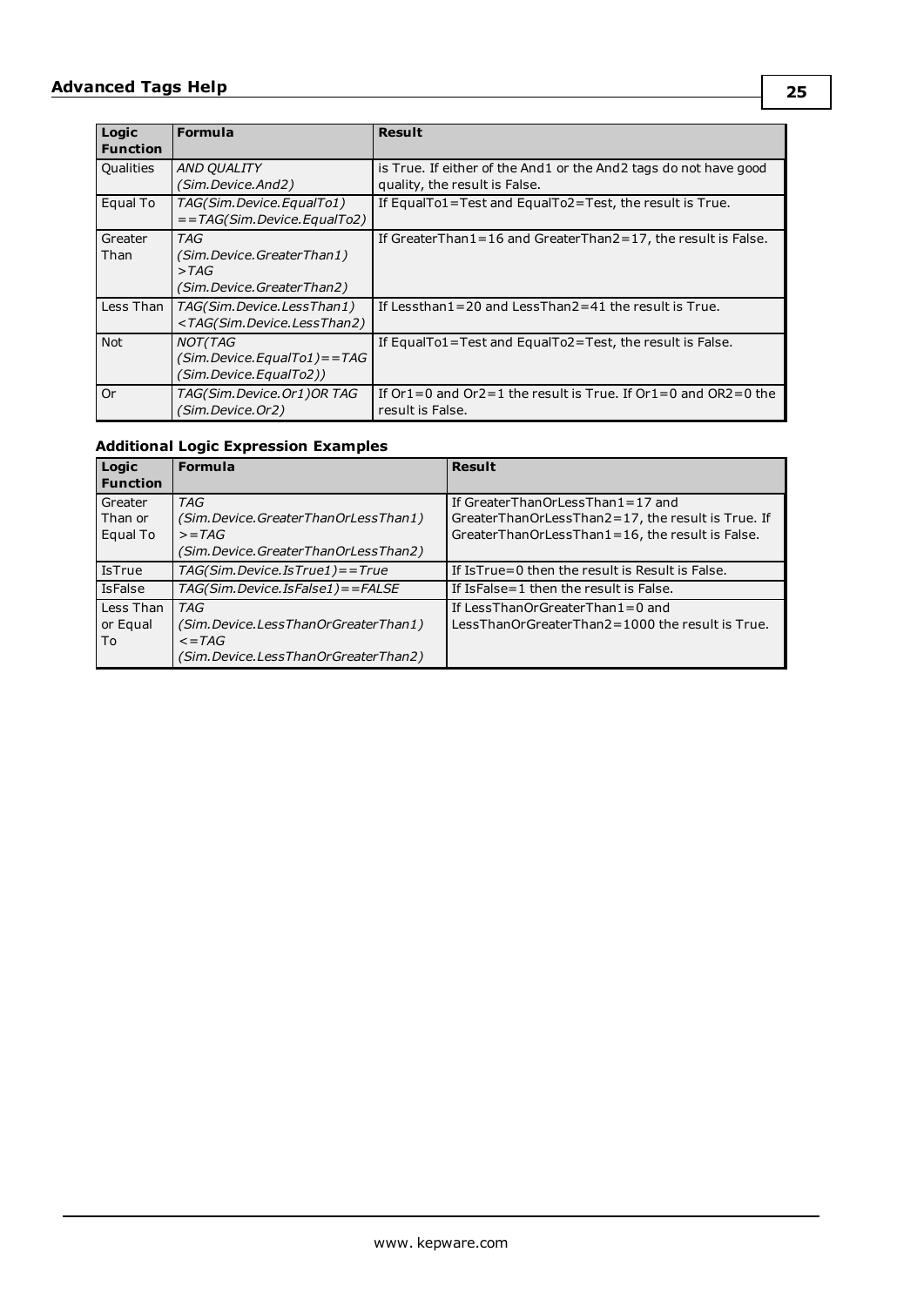| Logic Function | Formula | Result |
|---|---|---|
| Qualities | *AND QUALITY (Sim.Device.And2)* | is True. If either of the And1 or the And2 tags do not have good quality, the result is False. |
| Equal To | *TAG(Sim.Device.EqualTo1) ==TAG(Sim.Device.EqualTo2)* | If EqualTo1=Test and EqualTo2=Test, the result is True. |
| Greater Than | *TAG (Sim.Device.GreaterThan1) >TAG (Sim.Device.GreaterThan2)* | If GreaterThan1=16 and GreaterThan2=17, the result is False. |
| Less Than | *TAG(Sim.Device.LessThan1) <TAG(Sim.Device.LessThan2)* | If Lessthan1=20 and LessThan2=41 the result is True. |
| Not | *NOT(TAG (Sim.Device.EqualTo1)==TAG (Sim.Device.EqualTo2))* | If EqualTo1=Test and EqualTo2=Test, the result is False. |
| Or | *TAG(Sim.Device.Or1)OR TAG (Sim.Device.Or2)* | If Or1=0 and Or2=1 the result is True. If Or1=0 and OR2=0 the result is False. |

### Additional Logic Expression Examples

| Logic Function | Formula | Result |
|---|---|---|
| Greater Than or Equal To | *TAG (Sim.Device.GreaterThanOrLessThan1) >=TAG (Sim.Device.GreaterThanOrLessThan2)* | If GreaterThanOrLessThan1=17 and GreaterThanOrLessThan2=17, the result is True. If GreaterThanOrLessThan1=16, the result is False. |
| IsTrue | *TAG(Sim.Device.IsTrue1)==True* | If IsTrue=0 then the result is Result is False. |
| IsFalse | *TAG(Sim.Device.IsFalse1)==FALSE* | If IsFalse=1 then the result is False. |
| Less Than or Equal To | *TAG (Sim.Device.LessThanOrGreaterThan1) <=TAG (Sim.Device.LessThanOrGreaterThan2)* | If LessThanOrGreaterThan1=0 and LessThanOrGreaterThan2=1000 the result is True. |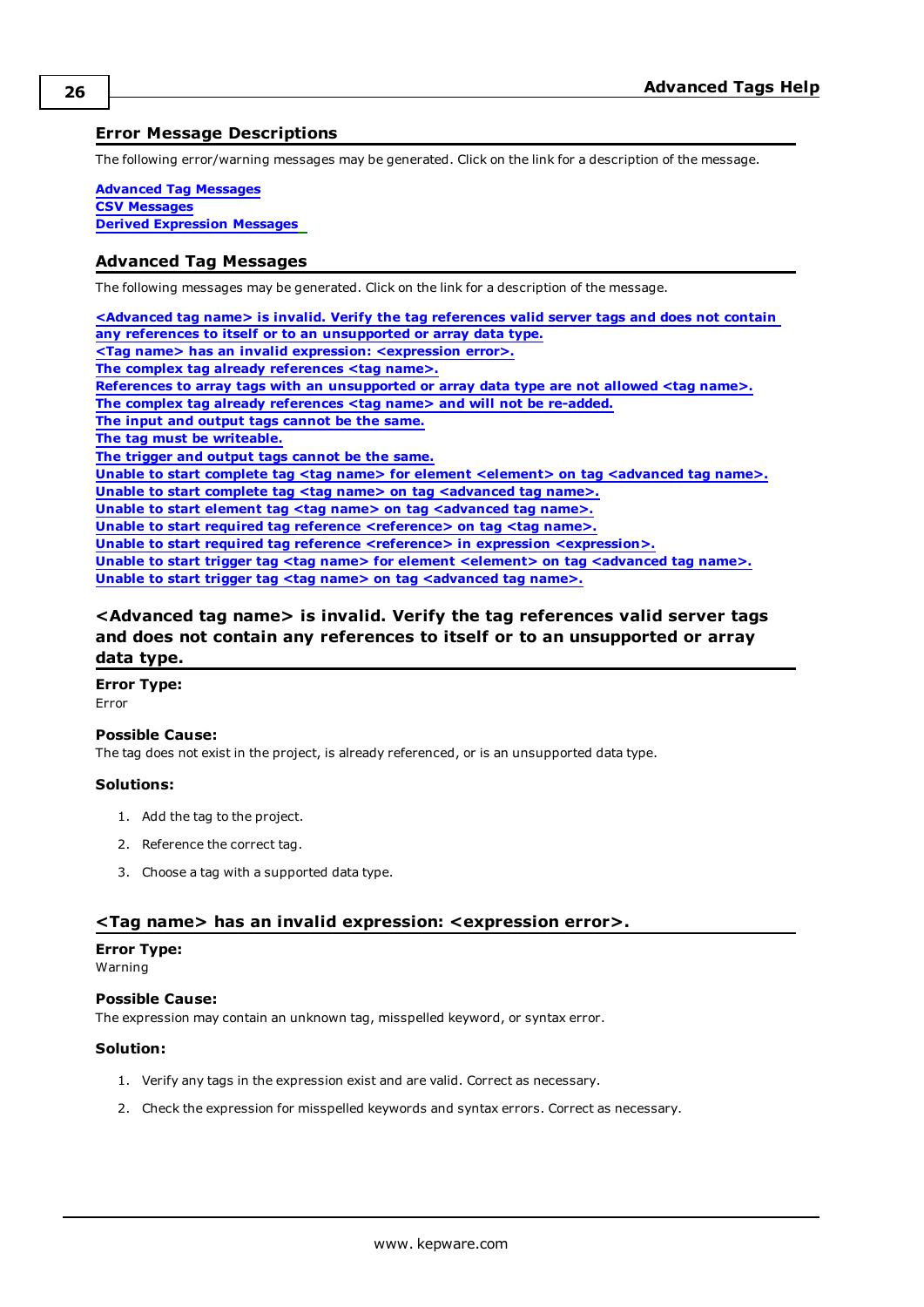## Error Message Descriptions

The following error/warning messages may be generated. Click on the link for a description of the message.

**Advanced Tag Messages**
**CSV Messages**
**Derived Expression Messages**

## Advanced Tag Messages

The following messages may be generated. Click on the link for a description of the message.

**<Advanced tag name> is invalid. Verify the tag references valid server tags and does not contain any references to itself or to an unsupported or array data type.**
**<Tag name> has an invalid expression: <expression error>.**
**The complex tag already references <tag name>.**
**References to array tags with an unsupported or array data type are not allowed <tag name>.**
**The complex tag already references <tag name> and will not be re-added.**
**The input and output tags cannot be the same.**
**The tag must be writeable.**
**The trigger and output tags cannot be the same.**
**Unable to start complete tag <tag name> for element <element> on tag <advanced tag name>.**
**Unable to start complete tag <tag name> on tag <advanced tag name>.**
**Unable to start element tag <tag name> on tag <advanced tag name>.**
**Unable to start required tag reference <reference> on tag <tag name>.**
**Unable to start required tag reference <reference> in expression <expression>.**
**Unable to start trigger tag <tag name> for element <element> on tag <advanced tag name>.**
**Unable to start trigger tag <tag name> on tag <advanced tag name>.**

### <Advanced tag name> is invalid. Verify the tag references valid server tags and does not contain any references to itself or to an unsupported or array data type.

**Error Type:**
Error

**Possible Cause:**
The tag does not exist in the project, is already referenced, or is an unsupported data type.

**Solutions:**

1. Add the tag to the project.
2. Reference the correct tag.
3. Choose a tag with a supported data type.

### <Tag name> has an invalid expression: <expression error>.

**Error Type:**
Warning

**Possible Cause:**
The expression may contain an unknown tag, misspelled keyword, or syntax error.

**Solution:**

1. Verify any tags in the expression exist and are valid. Correct as necessary.
2. Check the expression for misspelled keywords and syntax errors. Correct as necessary.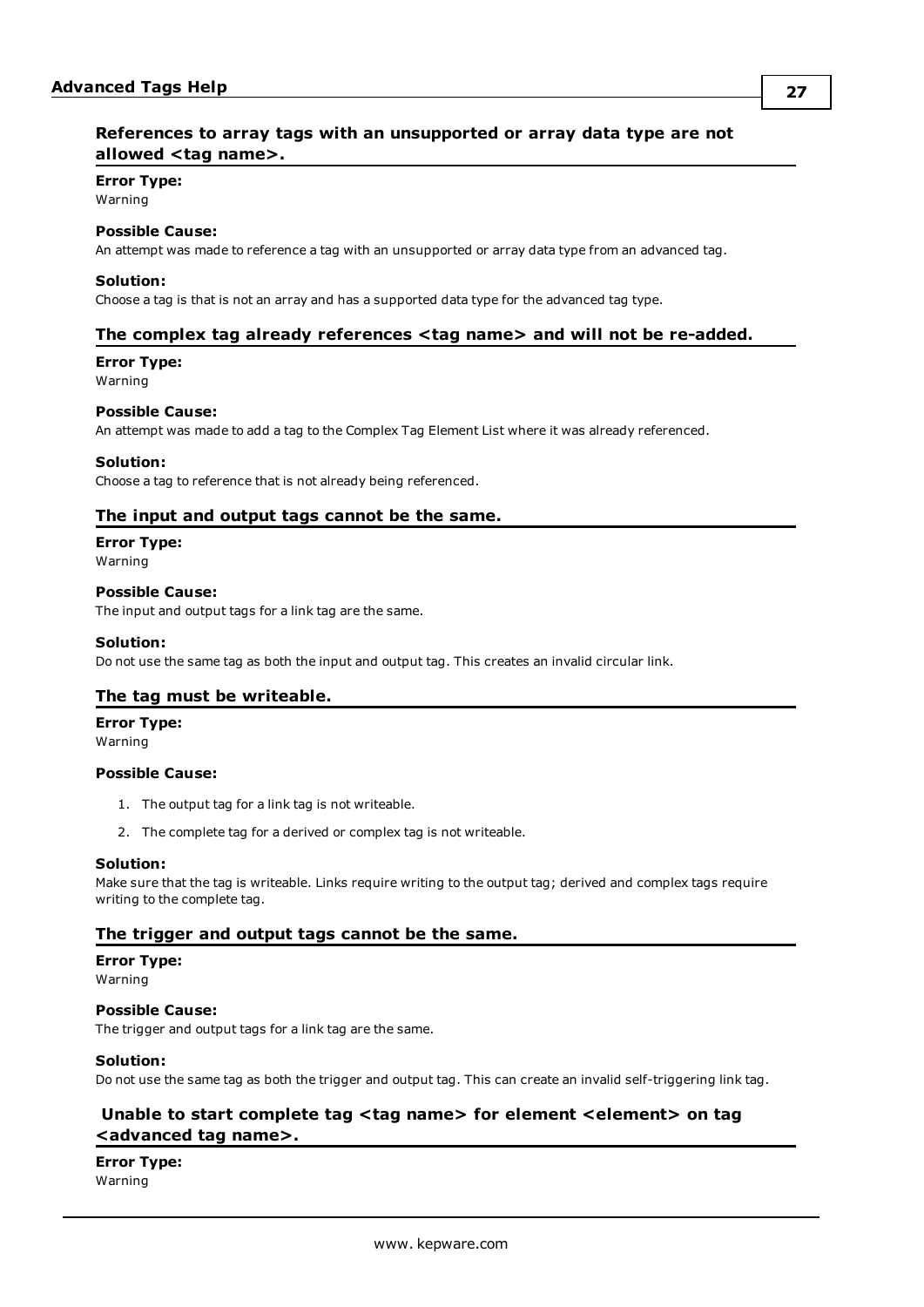### References to array tags with an unsupported or array data type are not allowed <tag name>.

**Error Type:**
Warning

**Possible Cause:**
An attempt was made to reference a tag with an unsupported or array data type from an advanced tag.

**Solution:**
Choose a tag is that is not an array and has a supported data type for the advanced tag type.

### The complex tag already references <tag name> and will not be re-added.

**Error Type:**
Warning

**Possible Cause:**
An attempt was made to add a tag to the Complex Tag Element List where it was already referenced.

**Solution:**
Choose a tag to reference that is not already being referenced.

### The input and output tags cannot be the same.

**Error Type:**
Warning

**Possible Cause:**
The input and output tags for a link tag are the same.

**Solution:**
Do not use the same tag as both the input and output tag. This creates an invalid circular link.

### The tag must be writeable.

**Error Type:**
Warning

**Possible Cause:**

1. The output tag for a link tag is not writeable.
2. The complete tag for a derived or complex tag is not writeable.

**Solution:**
Make sure that the tag is writeable. Links require writing to the output tag; derived and complex tags require writing to the complete tag.

### The trigger and output tags cannot be the same.

**Error Type:**
Warning

**Possible Cause:**
The trigger and output tags for a link tag are the same.

**Solution:**
Do not use the same tag as both the trigger and output tag. This can create an invalid self-triggering link tag.

### Unable to start complete tag <tag name> for element <element> on tag <advanced tag name>.

**Error Type:**
Warning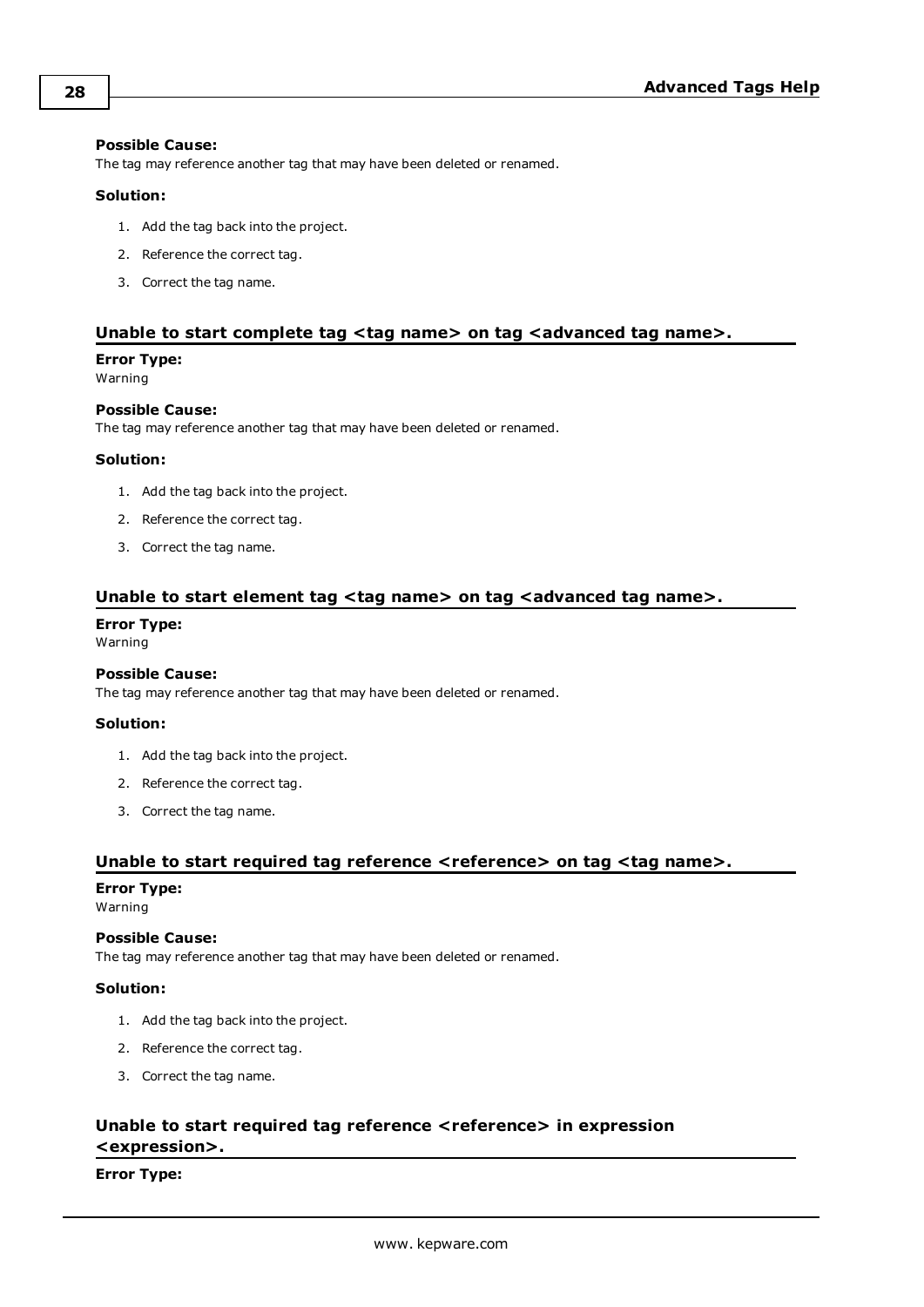**Possible Cause:**
The tag may reference another tag that may have been deleted or renamed.

**Solution:**

1. Add the tag back into the project.
2. Reference the correct tag.
3. Correct the tag name.

### Unable to start complete tag <tag name> on tag <advanced tag name>.

**Error Type:**
Warning

**Possible Cause:**
The tag may reference another tag that may have been deleted or renamed.

**Solution:**

1. Add the tag back into the project.
2. Reference the correct tag.
3. Correct the tag name.

### Unable to start element tag <tag name> on tag <advanced tag name>.

**Error Type:**
Warning

**Possible Cause:**
The tag may reference another tag that may have been deleted or renamed.

**Solution:**

1. Add the tag back into the project.
2. Reference the correct tag.
3. Correct the tag name.

### Unable to start required tag reference <reference> on tag <tag name>.

**Error Type:**
Warning

**Possible Cause:**
The tag may reference another tag that may have been deleted or renamed.

**Solution:**

1. Add the tag back into the project.
2. Reference the correct tag.
3. Correct the tag name.

### Unable to start required tag reference <reference> in expression <expression>.

**Error Type:**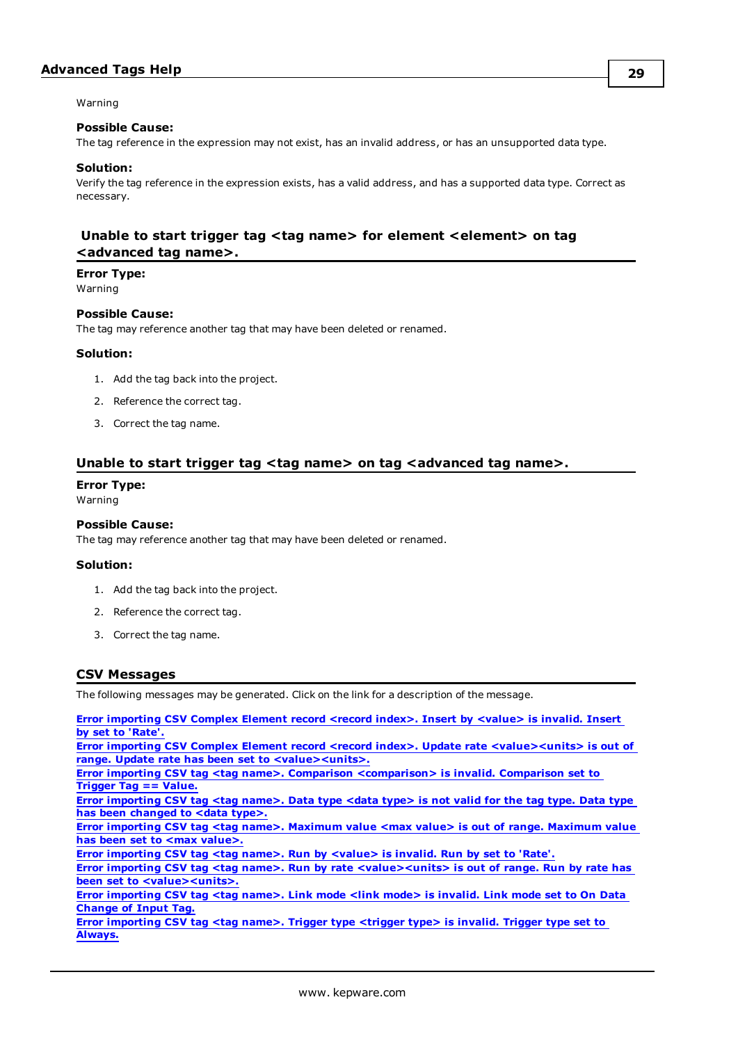Warning

**Possible Cause:**
The tag reference in the expression may not exist, has an invalid address, or has an unsupported data type.

**Solution:**
Verify the tag reference in the expression exists, has a valid address, and has a supported data type. Correct as necessary.

## Unable to start trigger tag <tag name> for element <element> on tag <advanced tag name>.

**Error Type:**
Warning

**Possible Cause:**
The tag may reference another tag that may have been deleted or renamed.

**Solution:**

1. Add the tag back into the project.
2. Reference the correct tag.
3. Correct the tag name.

## Unable to start trigger tag <tag name> on tag <advanced tag name>.

**Error Type:**
Warning

**Possible Cause:**
The tag may reference another tag that may have been deleted or renamed.

**Solution:**

1. Add the tag back into the project.
2. Reference the correct tag.
3. Correct the tag name.

## CSV Messages

The following messages may be generated. Click on the link for a description of the message.

**Error importing CSV Complex Element record <record index>. Insert by <value> is invalid. Insert by set to 'Rate'.**
**Error importing CSV Complex Element record <record index>. Update rate <value><units> is out of range. Update rate has been set to <value><units>.**
**Error importing CSV tag <tag name>. Comparison <comparison> is invalid. Comparison set to Trigger Tag == Value.**
**Error importing CSV tag <tag name>. Data type <data type> is not valid for the tag type. Data type has been changed to <data type>.**
**Error importing CSV tag <tag name>. Maximum value <max value> is out of range. Maximum value has been set to <max value>.**
**Error importing CSV tag <tag name>. Run by <value> is invalid. Run by set to 'Rate'.**
**Error importing CSV tag <tag name>. Run by rate <value><units> is out of range. Run by rate has been set to <value><units>.**
**Error importing CSV tag <tag name>. Link mode <link mode> is invalid. Link mode set to On Data Change of Input Tag.**
**Error importing CSV tag <tag name>. Trigger type <trigger type> is invalid. Trigger type set to Always.**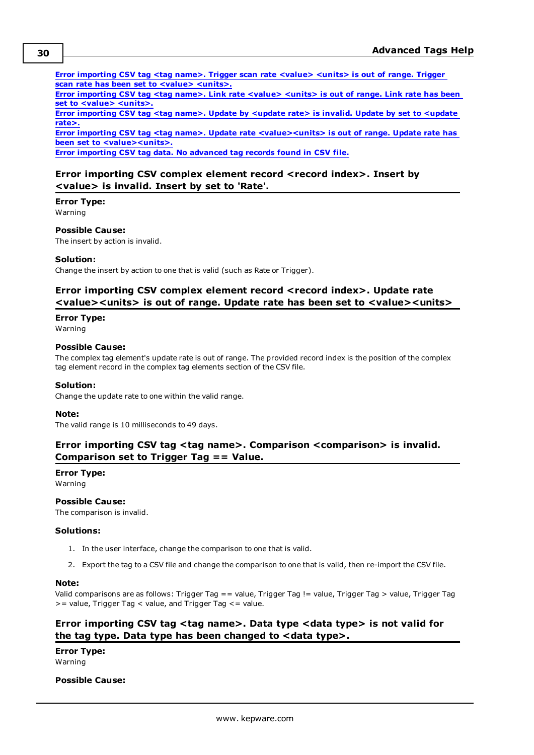[Error importing CSV tag <tag name>. Trigger scan rate <value> <units> is out of range. Trigger scan rate has been set to <value> <units>.](#)
[Error importing CSV tag <tag name>. Link rate <value> <units> is out of range. Link rate has been set to <value> <units>.](#)
[Error importing CSV tag <tag name>. Update by <update rate> is invalid. Update by set to <update rate>.](#)
[Error importing CSV tag <tag name>. Update rate <value><units> is out of range. Update rate has been set to <value><units>.](#)
[Error importing CSV tag data. No advanced tag records found in CSV file.](#)

## Error importing CSV complex element record <record index>. Insert by <value> is invalid. Insert by set to 'Rate'.

**Error Type:**
Warning

**Possible Cause:**
The insert by action is invalid.

**Solution:**
Change the insert by action to one that is valid (such as Rate or Trigger).

## Error importing CSV complex element record <record index>. Update rate <value><units> is out of range. Update rate has been set to <value><units>

**Error Type:**
Warning

**Possible Cause:**
The complex tag element's update rate is out of range. The provided record index is the position of the complex tag element record in the complex tag elements section of the CSV file.

**Solution:**
Change the update rate to one within the valid range.

**Note:**
The valid range is 10 milliseconds to 49 days.

## Error importing CSV tag <tag name>. Comparison <comparison> is invalid. Comparison set to Trigger Tag == Value.

**Error Type:**
Warning

**Possible Cause:**
The comparison is invalid.

**Solutions:**

1. In the user interface, change the comparison to one that is valid.
2. Export the tag to a CSV file and change the comparison to one that is valid, then re-import the CSV file.

**Note:**
Valid comparisons are as follows: Trigger Tag == value, Trigger Tag != value, Trigger Tag > value, Trigger Tag >= value, Trigger Tag < value, and Trigger Tag <= value.

## Error importing CSV tag <tag name>. Data type <data type> is not valid for the tag type. Data type has been changed to <data type>.

**Error Type:**
Warning

**Possible Cause:**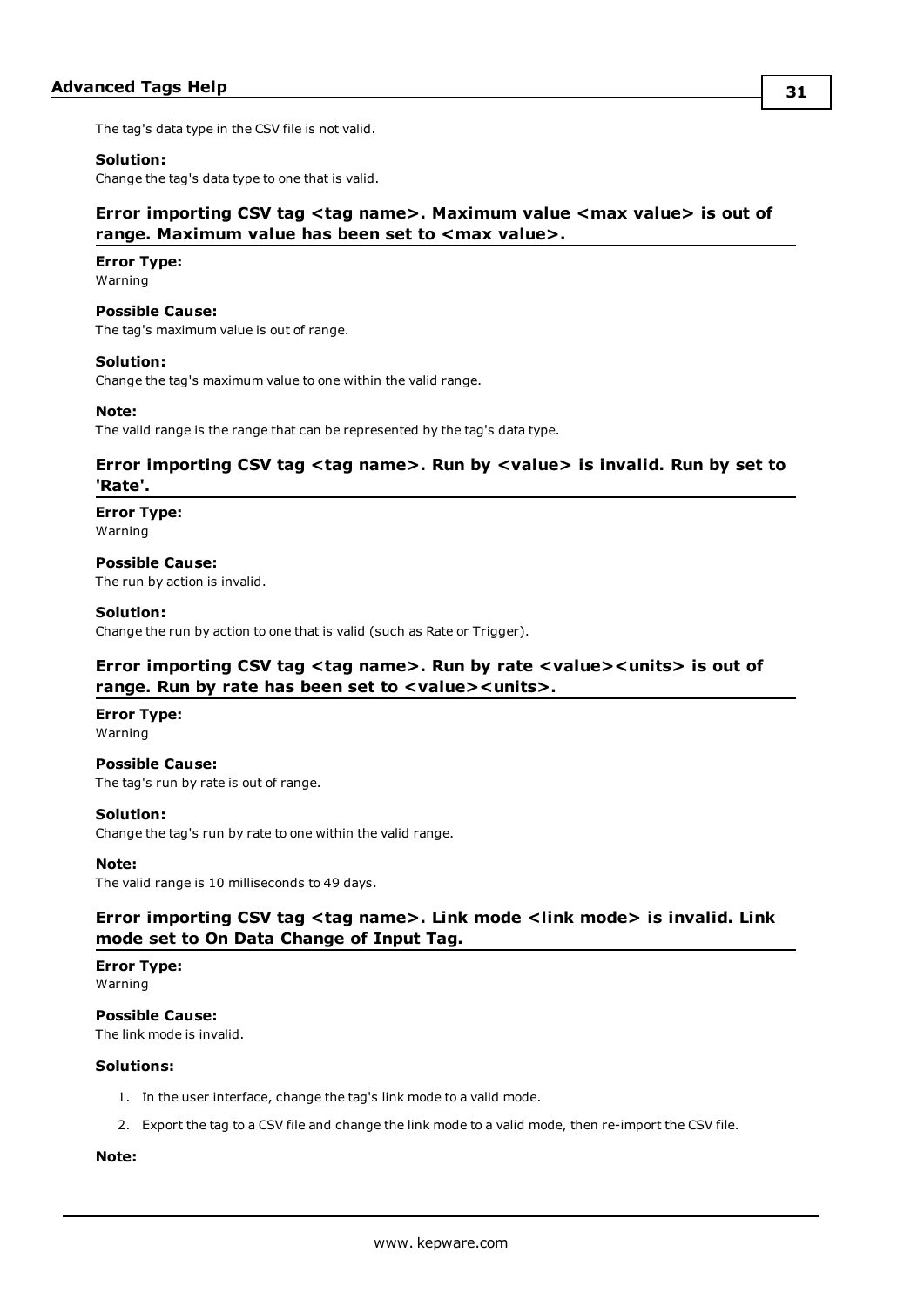The tag's data type in the CSV file is not valid.

**Solution:**
Change the tag's data type to one that is valid.

### Error importing CSV tag <tag name>. Maximum value <max value> is out of range. Maximum value has been set to <max value>.

**Error Type:**
Warning

**Possible Cause:**
The tag's maximum value is out of range.

**Solution:**
Change the tag's maximum value to one within the valid range.

**Note:**
The valid range is the range that can be represented by the tag's data type.

### Error importing CSV tag <tag name>. Run by <value> is invalid. Run by set to 'Rate'.

**Error Type:**
Warning

**Possible Cause:**
The run by action is invalid.

**Solution:**
Change the run by action to one that is valid (such as Rate or Trigger).

### Error importing CSV tag <tag name>. Run by rate <value><units> is out of range. Run by rate has been set to <value><units>.

**Error Type:**
Warning

**Possible Cause:**
The tag's run by rate is out of range.

**Solution:**
Change the tag's run by rate to one within the valid range.

**Note:**
The valid range is 10 milliseconds to 49 days.

### Error importing CSV tag <tag name>. Link mode <link mode> is invalid. Link mode set to On Data Change of Input Tag.

**Error Type:**
Warning

**Possible Cause:**
The link mode is invalid.

**Solutions:**

1. In the user interface, change the tag's link mode to a valid mode.
2. Export the tag to a CSV file and change the link mode to a valid mode, then re-import the CSV file.

**Note:**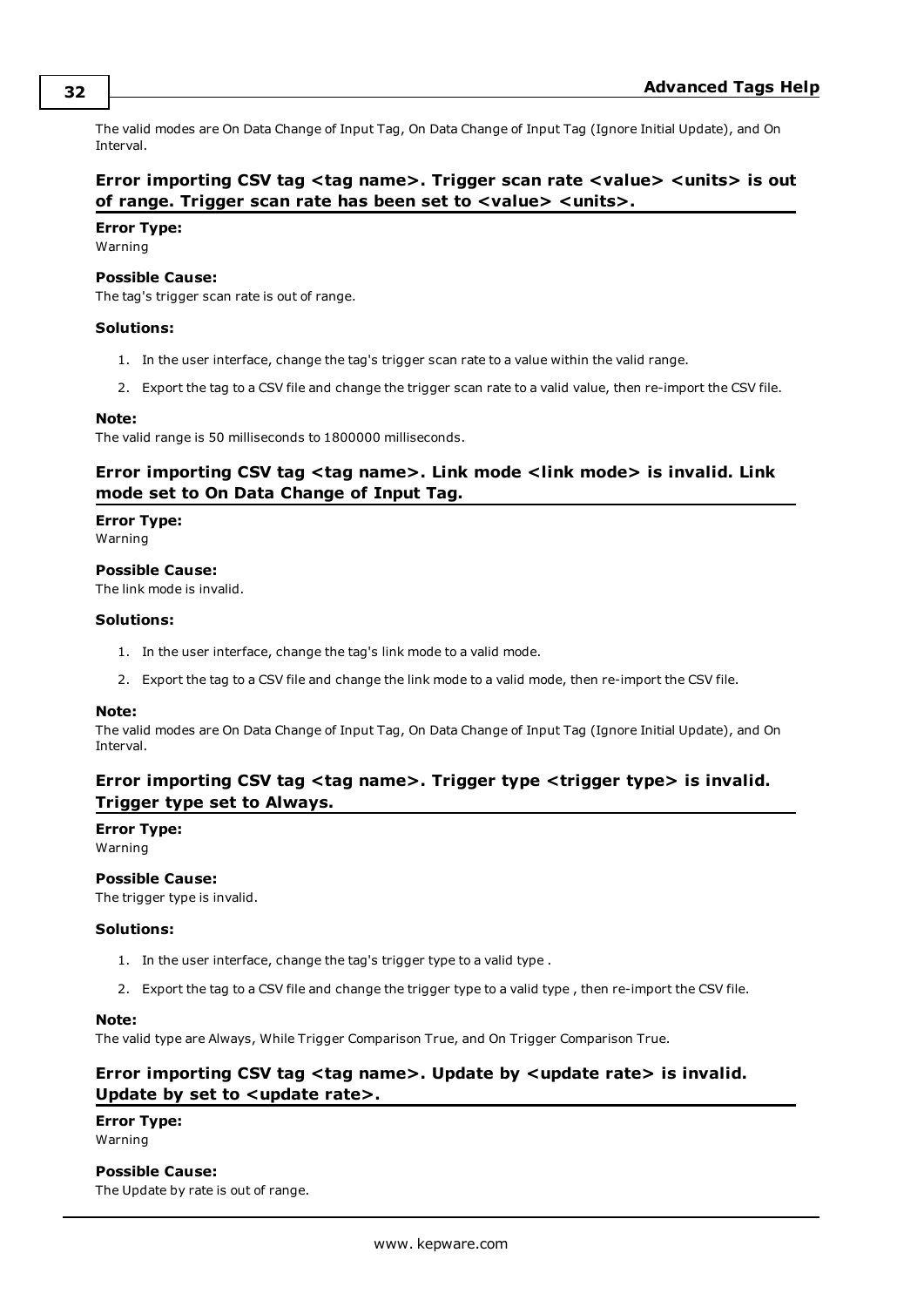The valid modes are On Data Change of Input Tag, On Data Change of Input Tag (Ignore Initial Update), and On Interval.

### Error importing CSV tag <tag name>. Trigger scan rate <value> <units> is out of range. Trigger scan rate has been set to <value> <units>.

**Error Type:**
Warning

**Possible Cause:**
The tag's trigger scan rate is out of range.

**Solutions:**

1. In the user interface, change the tag's trigger scan rate to a value within the valid range.
2. Export the tag to a CSV file and change the trigger scan rate to a valid value, then re-import the CSV file.

**Note:**
The valid range is 50 milliseconds to 1800000 milliseconds.

### Error importing CSV tag <tag name>. Link mode <link mode> is invalid. Link mode set to On Data Change of Input Tag.

**Error Type:**
Warning

**Possible Cause:**
The link mode is invalid.

**Solutions:**

1. In the user interface, change the tag's link mode to a valid mode.
2. Export the tag to a CSV file and change the link mode to a valid mode, then re-import the CSV file.

**Note:**
The valid modes are On Data Change of Input Tag, On Data Change of Input Tag (Ignore Initial Update), and On Interval.

### Error importing CSV tag <tag name>. Trigger type <trigger type> is invalid. Trigger type set to Always.

**Error Type:**
Warning

**Possible Cause:**
The trigger type is invalid.

**Solutions:**

1. In the user interface, change the tag's trigger type to a valid type .
2. Export the tag to a CSV file and change the trigger type to a valid type , then re-import the CSV file.

**Note:**
The valid type are Always, While Trigger Comparison True, and On Trigger Comparison True.

### Error importing CSV tag <tag name>. Update by <update rate> is invalid. Update by set to <update rate>.

**Error Type:**
Warning

**Possible Cause:**
The Update by rate is out of range.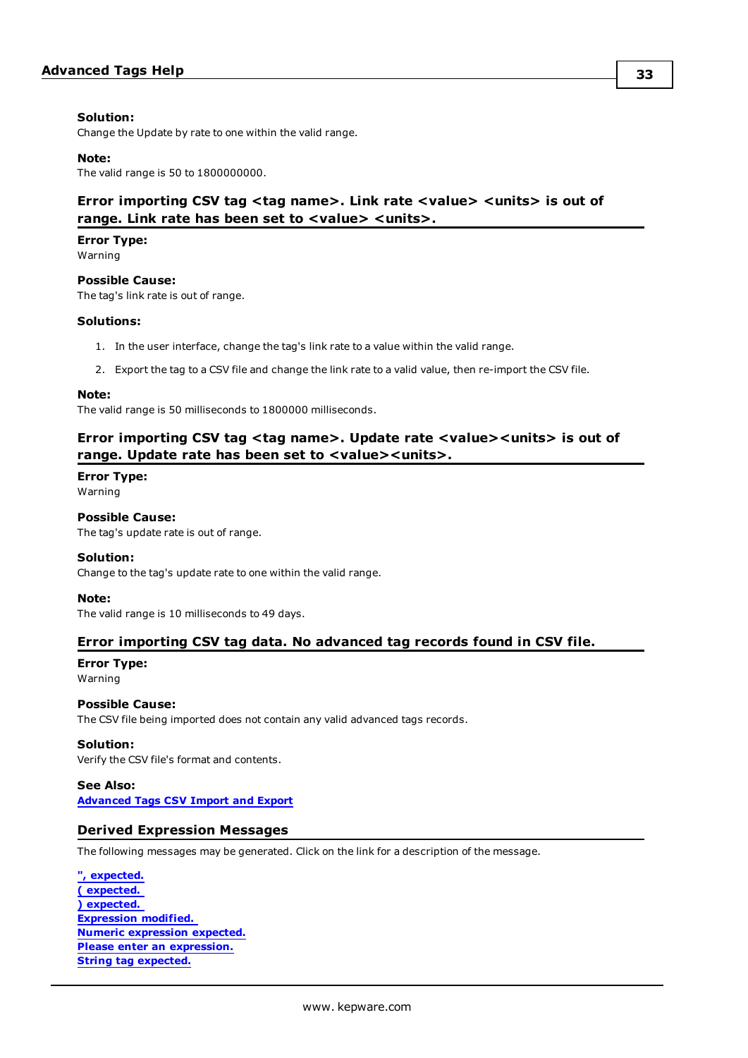**Solution:**
Change the Update by rate to one within the valid range.

**Note:**
The valid range is 50 to 1800000000.

### Error importing CSV tag <tag name>. Link rate <value> <units> is out of range. Link rate has been set to <value> <units>.

**Error Type:**
Warning

**Possible Cause:**
The tag's link rate is out of range.

**Solutions:**

1. In the user interface, change the tag's link rate to a value within the valid range.
2. Export the tag to a CSV file and change the link rate to a valid value, then re-import the CSV file.

**Note:**
The valid range is 50 milliseconds to 1800000 milliseconds.

### Error importing CSV tag <tag name>. Update rate <value><units> is out of range. Update rate has been set to <value><units>.

**Error Type:**
Warning

**Possible Cause:**
The tag's update rate is out of range.

**Solution:**
Change to the tag's update rate to one within the valid range.

**Note:**
The valid range is 10 milliseconds to 49 days.

### Error importing CSV tag data. No advanced tag records found in CSV file.

**Error Type:**
Warning

**Possible Cause:**
The CSV file being imported does not contain any valid advanced tags records.

**Solution:**
Verify the CSV file's format and contents.

**See Also:**
**Advanced Tags CSV Import and Export**

## Derived Expression Messages

The following messages may be generated. Click on the link for a description of the message.

**", expected.**
**( expected.**
**) expected.**
**Expression modified.**
**Numeric expression expected.**
**Please enter an expression.**
**String tag expected.**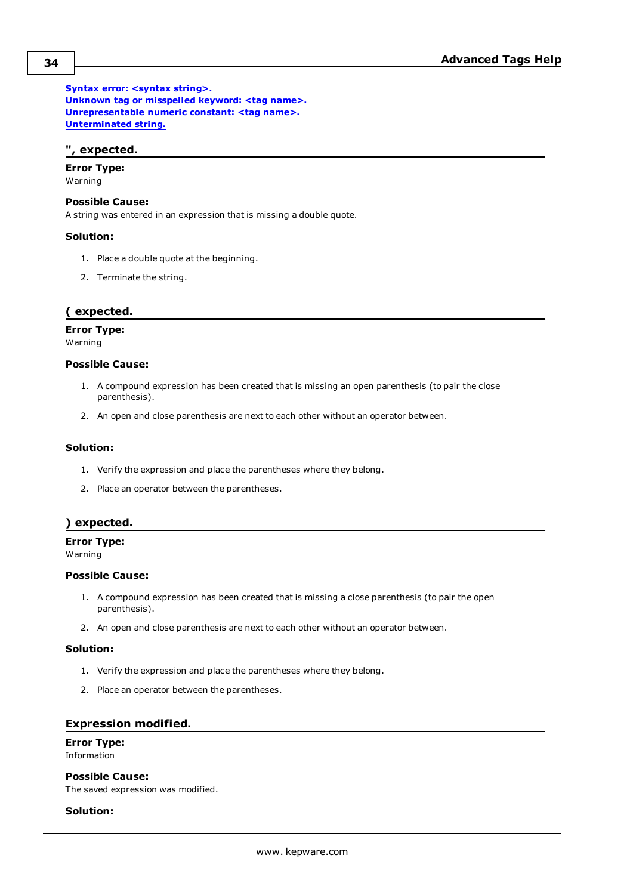[Syntax error: <syntax string>.](#)
[Unknown tag or misspelled keyword: <tag name>.](#)
[Unrepresentable numeric constant: <tag name>.](#)
[Unterminated string.](#)

## ", expected.

**Error Type:**
Warning

**Possible Cause:**
A string was entered in an expression that is missing a double quote.

**Solution:**

1. Place a double quote at the beginning.
2. Terminate the string.

## ( expected.

**Error Type:**
Warning

**Possible Cause:**

1. A compound expression has been created that is missing an open parenthesis (to pair the close parenthesis).
2. An open and close parenthesis are next to each other without an operator between.

**Solution:**

1. Verify the expression and place the parentheses where they belong.
2. Place an operator between the parentheses.

## ) expected.

**Error Type:**
Warning

**Possible Cause:**

1. A compound expression has been created that is missing a close parenthesis (to pair the open parenthesis).
2. An open and close parenthesis are next to each other without an operator between.

**Solution:**

1. Verify the expression and place the parentheses where they belong.
2. Place an operator between the parentheses.

## Expression modified.

**Error Type:**
Information

**Possible Cause:**
The saved expression was modified.

**Solution:**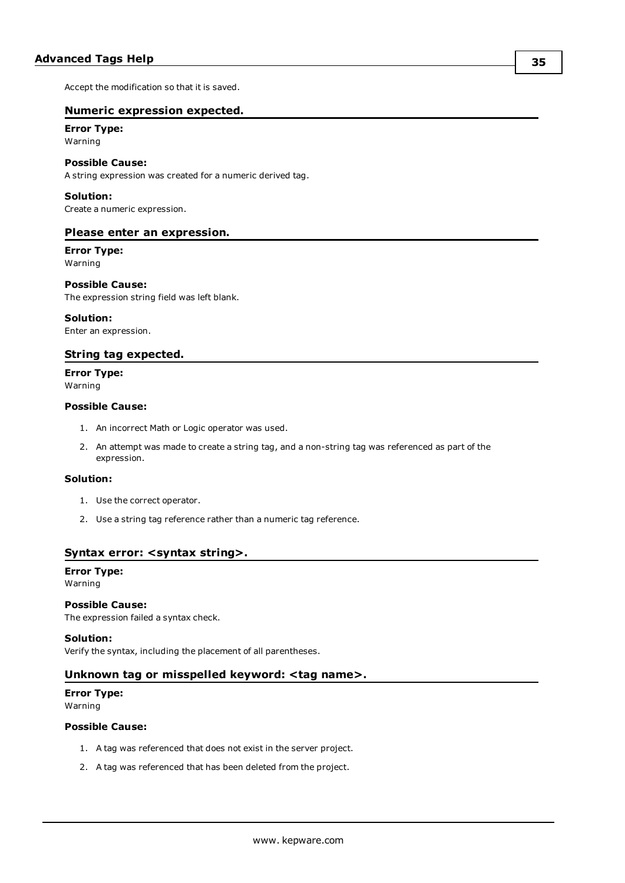Accept the modification so that it is saved.

### Numeric expression expected.

**Error Type:**
Warning

**Possible Cause:**
A string expression was created for a numeric derived tag.

**Solution:**
Create a numeric expression.

### Please enter an expression.

**Error Type:**
Warning

**Possible Cause:**
The expression string field was left blank.

**Solution:**
Enter an expression.

### String tag expected.

**Error Type:**
Warning

**Possible Cause:**

1. An incorrect Math or Logic operator was used.
2. An attempt was made to create a string tag, and a non-string tag was referenced as part of the expression.

**Solution:**

1. Use the correct operator.
2. Use a string tag reference rather than a numeric tag reference.

### Syntax error: <syntax string>.

**Error Type:**
Warning

**Possible Cause:**
The expression failed a syntax check.

**Solution:**
Verify the syntax, including the placement of all parentheses.

### Unknown tag or misspelled keyword: <tag name>.

**Error Type:**
Warning

**Possible Cause:**

1. A tag was referenced that does not exist in the server project.
2. A tag was referenced that has been deleted from the project.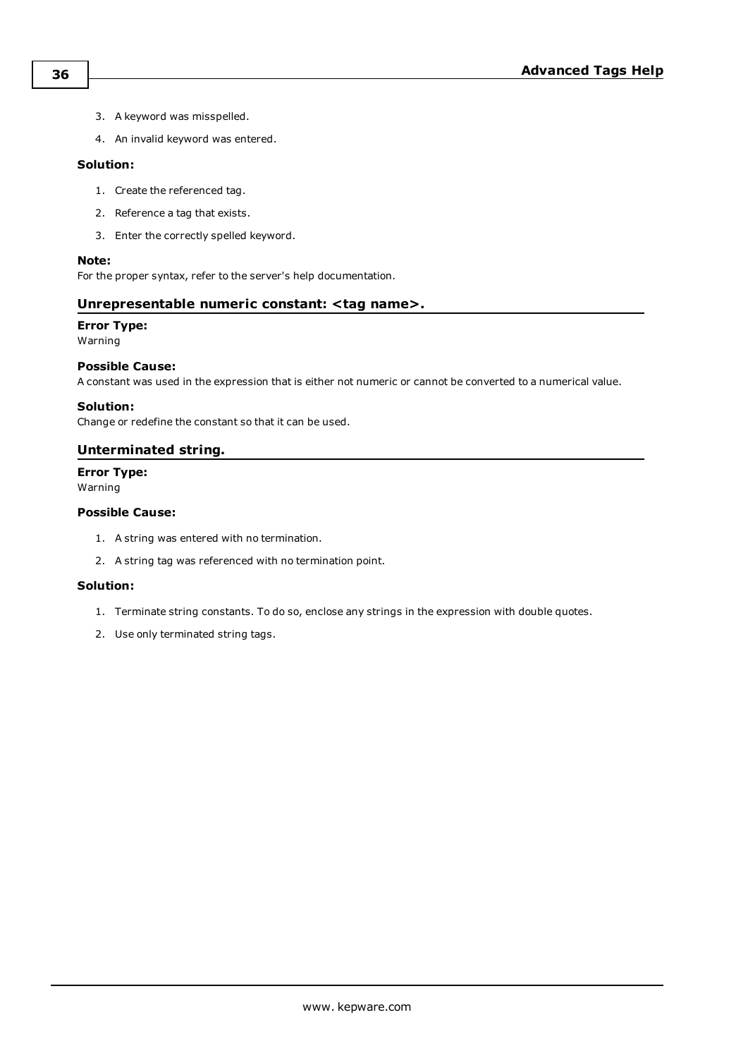3. A keyword was misspelled.
4. An invalid keyword was entered.

**Solution:**

1. Create the referenced tag.
2. Reference a tag that exists.
3. Enter the correctly spelled keyword.

**Note:**
For the proper syntax, refer to the server's help documentation.

### Unrepresentable numeric constant: <tag name>.

**Error Type:**
Warning

**Possible Cause:**
A constant was used in the expression that is either not numeric or cannot be converted to a numerical value.

**Solution:**
Change or redefine the constant so that it can be used.

### Unterminated string.

**Error Type:**
Warning

**Possible Cause:**

1. A string was entered with no termination.
2. A string tag was referenced with no termination point.

**Solution:**

1. Terminate string constants. To do so, enclose any strings in the expression with double quotes.
2. Use only terminated string tags.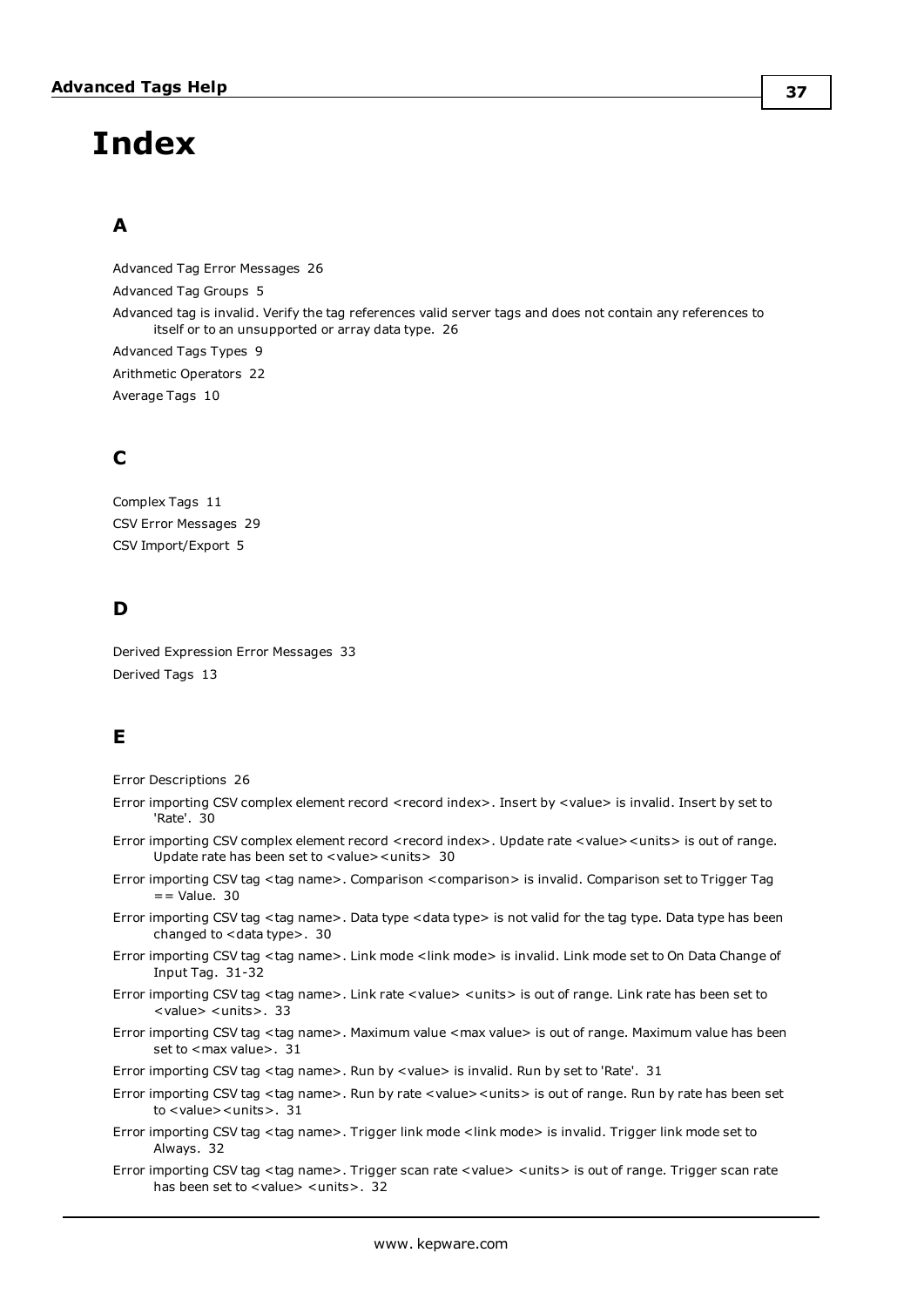# Index

## A

Advanced Tag Error Messages 26

Advanced Tag Groups 5

Advanced tag is invalid. Verify the tag references valid server tags and does not contain any references to itself or to an unsupported or array data type. 26

Advanced Tags Types 9

Arithmetic Operators 22

Average Tags 10

## C

Complex Tags 11

CSV Error Messages 29

CSV Import/Export 5

## D

Derived Expression Error Messages 33

Derived Tags 13

## E

Error Descriptions 26

Error importing CSV complex element record <record index>. Insert by <value> is invalid. Insert by set to 'Rate'. 30

Error importing CSV complex element record <record index>. Update rate <value><units> is out of range. Update rate has been set to <value><units> 30

Error importing CSV tag <tag name>. Comparison <comparison> is invalid. Comparison set to Trigger Tag == Value. 30

Error importing CSV tag <tag name>. Data type <data type> is not valid for the tag type. Data type has been changed to <data type>. 30

Error importing CSV tag <tag name>. Link mode <link mode> is invalid. Link mode set to On Data Change of Input Tag. 31-32

Error importing CSV tag <tag name>. Link rate <value> <units> is out of range. Link rate has been set to <value> <units>. 33

Error importing CSV tag <tag name>. Maximum value <max value> is out of range. Maximum value has been set to <max value>. 31

Error importing CSV tag <tag name>. Run by <value> is invalid. Run by set to 'Rate'. 31

Error importing CSV tag <tag name>. Run by rate <value><units> is out of range. Run by rate has been set to <value><units>. 31

Error importing CSV tag <tag name>. Trigger link mode <link mode> is invalid. Trigger link mode set to Always. 32

Error importing CSV tag <tag name>. Trigger scan rate <value> <units> is out of range. Trigger scan rate has been set to <value> <units>. 32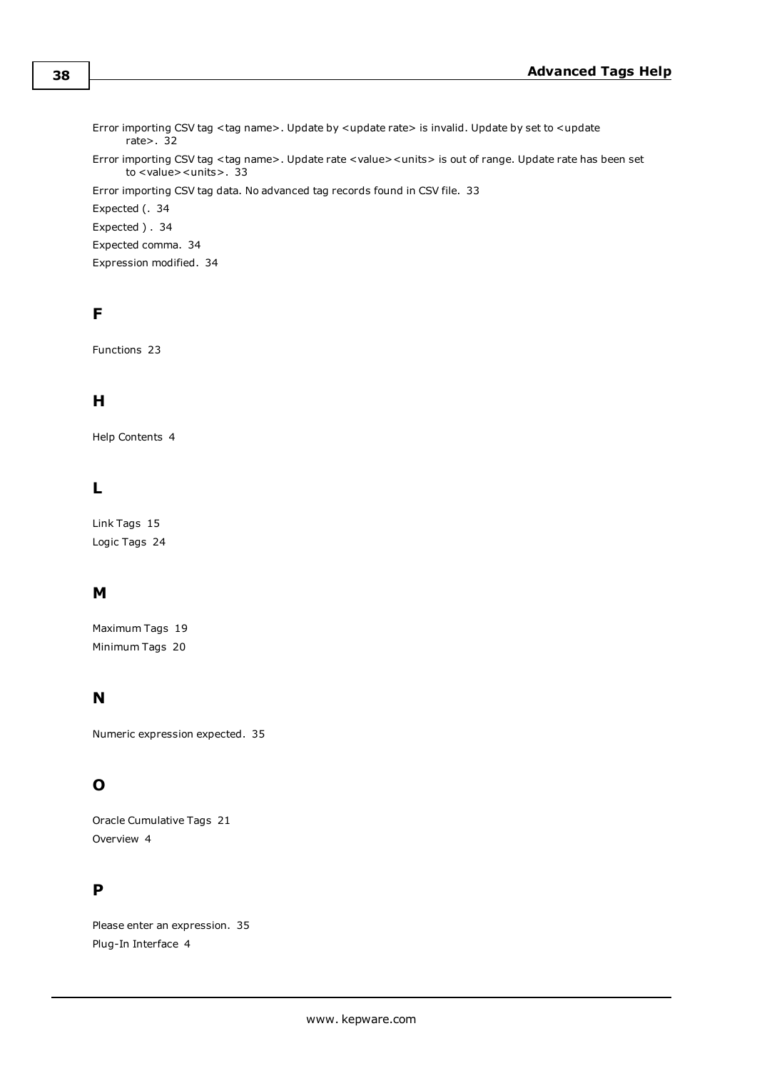Error importing CSV tag <tag name>. Update by <update rate> is invalid. Update by set to <update rate>. 32

Error importing CSV tag <tag name>. Update rate <value><units> is out of range. Update rate has been set to <value><units>. 33

Error importing CSV tag data. No advanced tag records found in CSV file. 33

Expected (. 34

Expected ) . 34

Expected comma. 34

Expression modified. 34

## F

Functions 23

## H

Help Contents 4

## L

Link Tags 15

Logic Tags 24

## M

Maximum Tags 19

Minimum Tags 20

## N

Numeric expression expected. 35

## O

Oracle Cumulative Tags 21

Overview 4

## P

Please enter an expression. 35

Plug-In Interface 4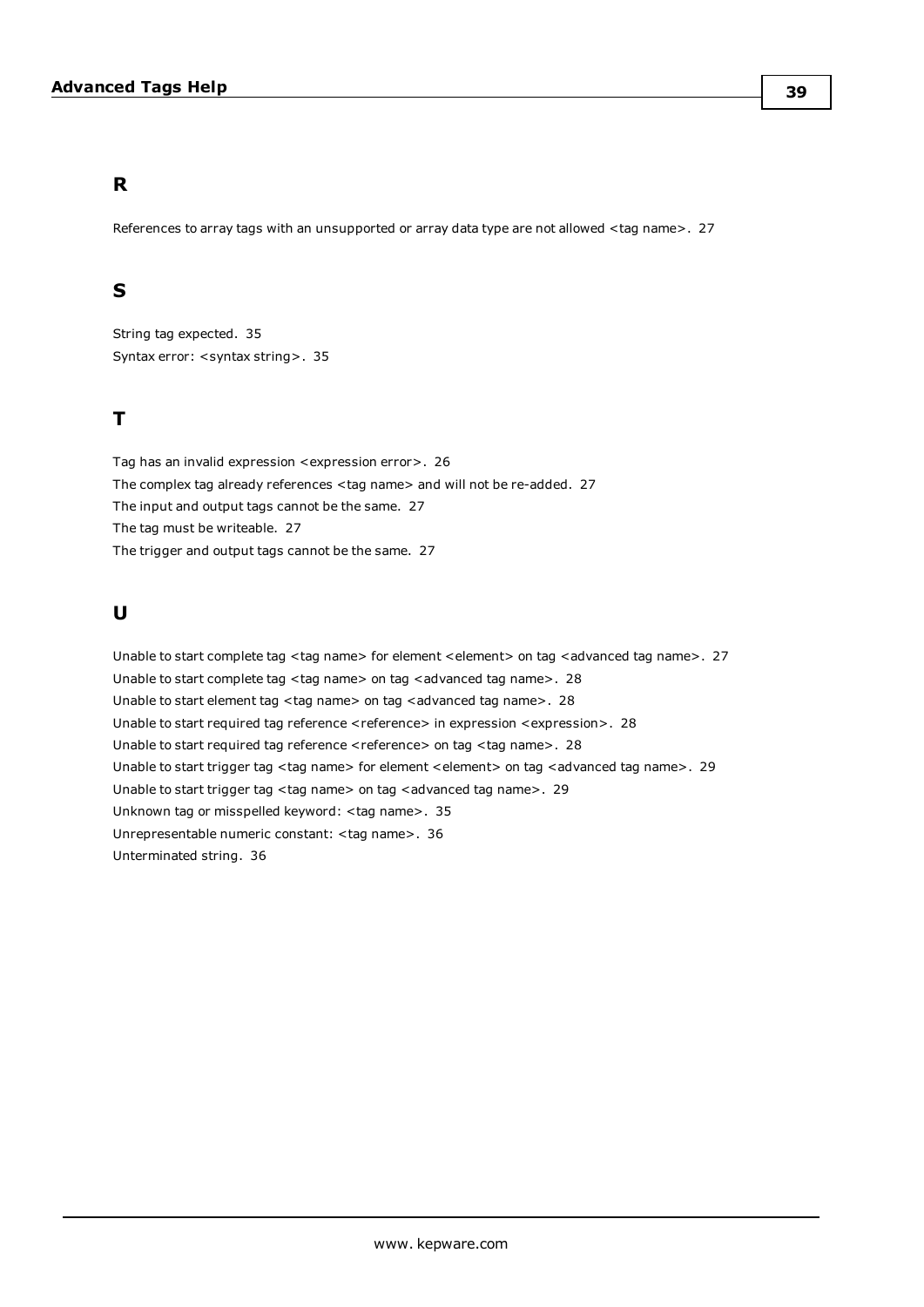## R

References to array tags with an unsupported or array data type are not allowed <tag name>. 27

## S

String tag expected. 35
Syntax error: <syntax string>. 35

## T

Tag has an invalid expression <expression error>. 26
The complex tag already references <tag name> and will not be re-added. 27
The input and output tags cannot be the same. 27
The tag must be writeable. 27
The trigger and output tags cannot be the same. 27

## U

Unable to start complete tag <tag name> for element <element> on tag <advanced tag name>. 27
Unable to start complete tag <tag name> on tag <advanced tag name>. 28
Unable to start element tag <tag name> on tag <advanced tag name>. 28
Unable to start required tag reference <reference> in expression <expression>. 28
Unable to start required tag reference <reference> on tag <tag name>. 28
Unable to start trigger tag <tag name> for element <element> on tag <advanced tag name>. 29
Unable to start trigger tag <tag name> on tag <advanced tag name>. 29
Unknown tag or misspelled keyword: <tag name>. 35
Unrepresentable numeric constant: <tag name>. 36
Unterminated string. 36